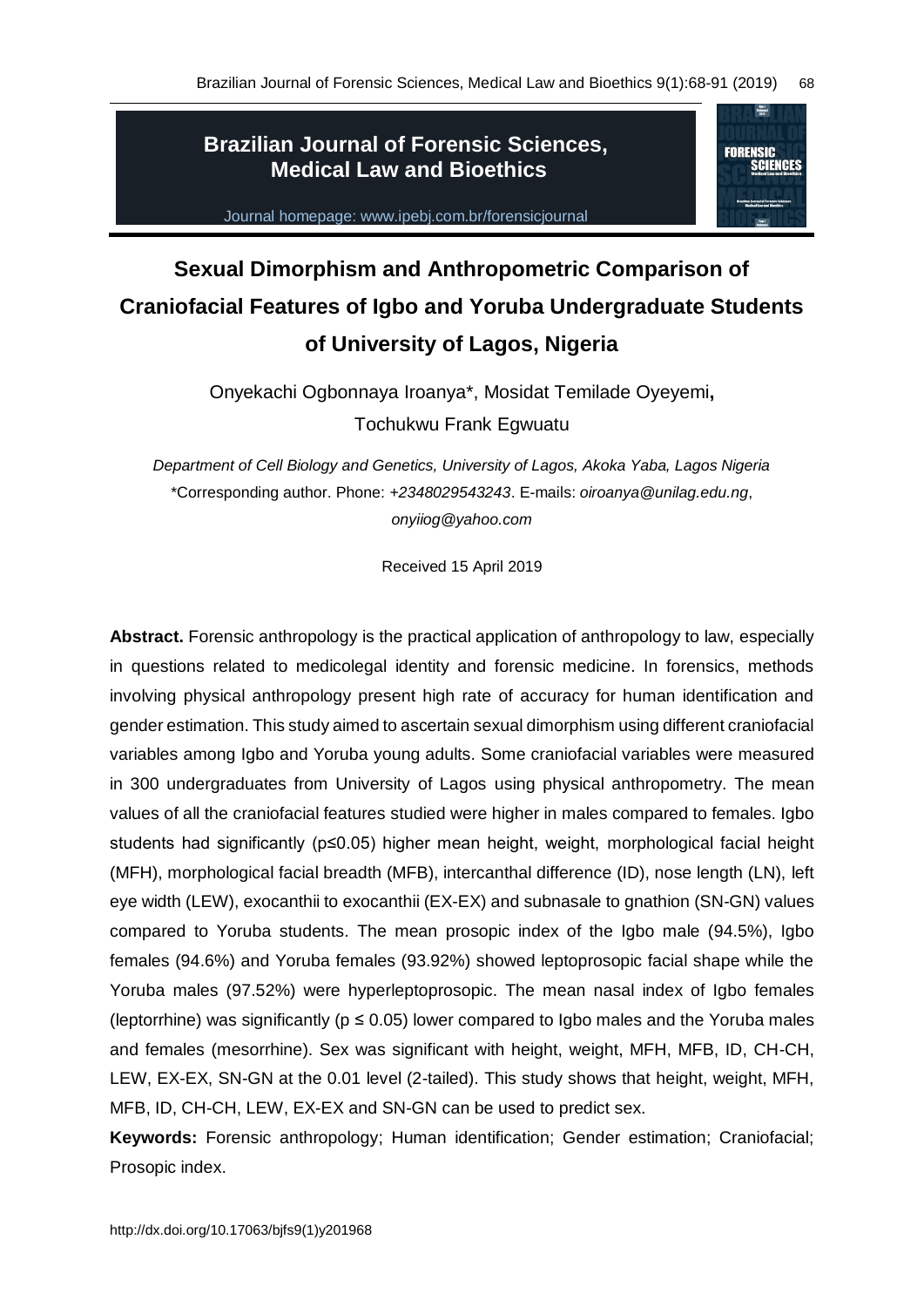# Sexual Dimorphism and Anthropometric Comparison of Craniofacial Features of Igbo and Yoruba Undergraduate Students of University of Lagos, Nigeria

Onyekachi Ogbonnaya Iroanya*, Mosidat Temilade Oyeyemi**,**
Tochukwu Frank Egwuatu

*Department of Cell Biology and Genetics, University of Lagos, Akoka Yaba, Lagos Nigeria*
*Corresponding author. Phone: *+2348029543243*. E-mails: *oiroanya@unilag.edu.ng*, *onyiiog@yahoo.com*

Received 15 April 2019

**Abstract.** Forensic anthropology is the practical application of anthropology to law, especially in questions related to medicolegal identity and forensic medicine. In forensics, methods involving physical anthropology present high rate of accuracy for human identification and gender estimation. This study aimed to ascertain sexual dimorphism using different craniofacial variables among Igbo and Yoruba young adults. Some craniofacial variables were measured in 300 undergraduates from University of Lagos using physical anthropometry. The mean values of all the craniofacial features studied were higher in males compared to females. Igbo students had significantly ($p \leq 0.05$) higher mean height, weight, morphological facial height (MFH), morphological facial breadth (MFB), intercanthal difference (ID), nose length (LN), left eye width (LEW), exocanthii to exocanthii (EX-EX) and subnasale to gnathion (SN-GN) values compared to Yoruba students. The mean prosopic index of the Igbo male (94.5%), Igbo females (94.6%) and Yoruba females (93.92%) showed leptoprosopic facial shape while the Yoruba males (97.52%) were hyperleptoprosopic. The mean nasal index of Igbo females (leptorrhine) was significantly ($p \leq 0.05$) lower compared to Igbo males and the Yoruba males and females (mesorrhine). Sex was significant with height, weight, MFH, MFB, ID, CH-CH, LEW, EX-EX, SN-GN at the 0.01 level (2-tailed). This study shows that height, weight, MFH, MFB, ID, CH-CH, LEW, EX-EX and SN-GN can be used to predict sex.

**Keywords:** Forensic anthropology; Human identification; Gender estimation; Craniofacial; Prosopic index.

http://dx.doi.org/10.17063/bjfs9(1)y201968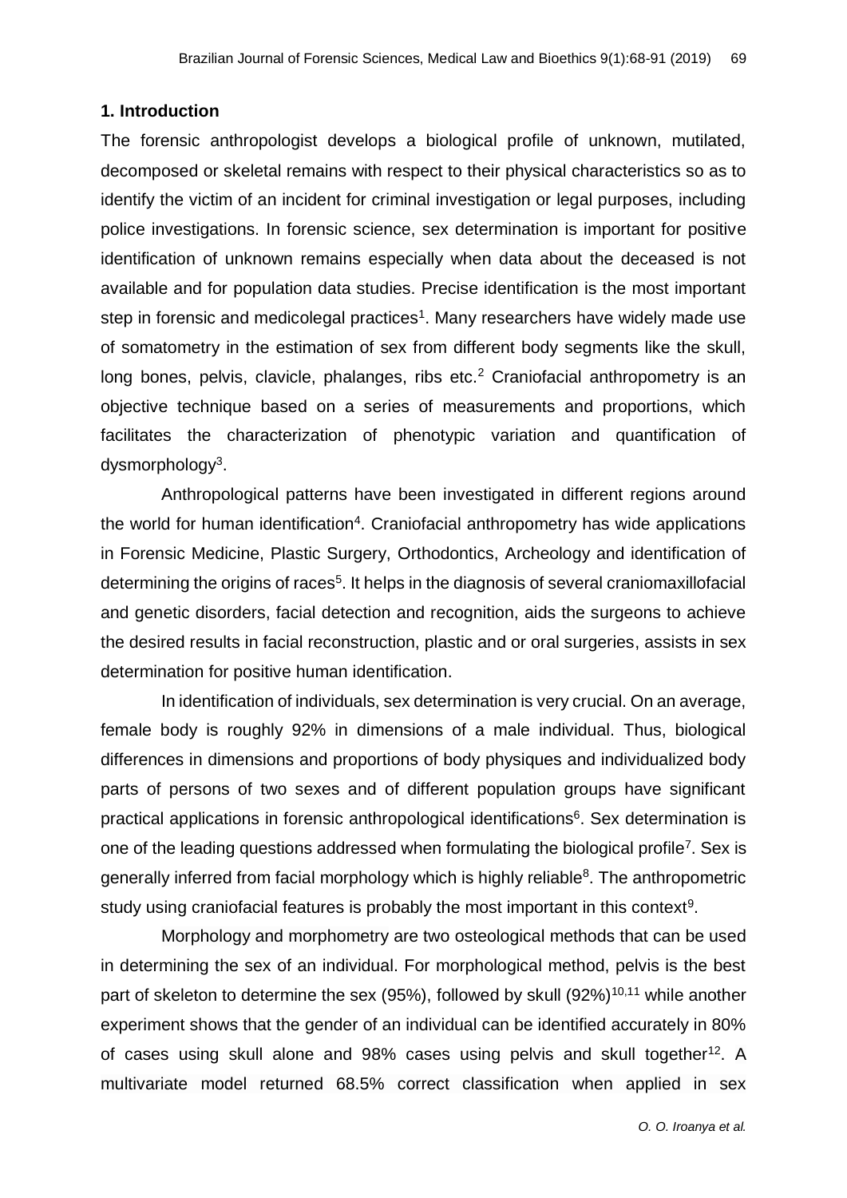## 1. Introduction

The forensic anthropologist develops a biological profile of unknown, mutilated, decomposed or skeletal remains with respect to their physical characteristics so as to identify the victim of an incident for criminal investigation or legal purposes, including police investigations. In forensic science, sex determination is important for positive identification of unknown remains especially when data about the deceased is not available and for population data studies. Precise identification is the most important step in forensic and medicolegal practices[1]. Many researchers have widely made use of somatometry in the estimation of sex from different body segments like the skull, long bones, pelvis, clavicle, phalanges, ribs etc.[2] Craniofacial anthropometry is an objective technique based on a series of measurements and proportions, which facilitates the characterization of phenotypic variation and quantification of dysmorphology[3].

Anthropological patterns have been investigated in different regions around the world for human identification[4]. Craniofacial anthropometry has wide applications in Forensic Medicine, Plastic Surgery, Orthodontics, Archeology and identification of determining the origins of races[5]. It helps in the diagnosis of several craniomaxillofacial and genetic disorders, facial detection and recognition, aids the surgeons to achieve the desired results in facial reconstruction, plastic and or oral surgeries, assists in sex determination for positive human identification.

In identification of individuals, sex determination is very crucial. On an average, female body is roughly 92% in dimensions of a male individual. Thus, biological differences in dimensions and proportions of body physiques and individualized body parts of persons of two sexes and of different population groups have significant practical applications in forensic anthropological identifications[6]. Sex determination is one of the leading questions addressed when formulating the biological profile[7]. Sex is generally inferred from facial morphology which is highly reliable[8]. The anthropometric study using craniofacial features is probably the most important in this context[9].

Morphology and morphometry are two osteological methods that can be used in determining the sex of an individual. For morphological method, pelvis is the best part of skeleton to determine the sex (95%), followed by skull (92%)[10,11] while another experiment shows that the gender of an individual can be identified accurately in 80% of cases using skull alone and 98% cases using pelvis and skull together[12]. A multivariate model returned 68.5% correct classification when applied in sex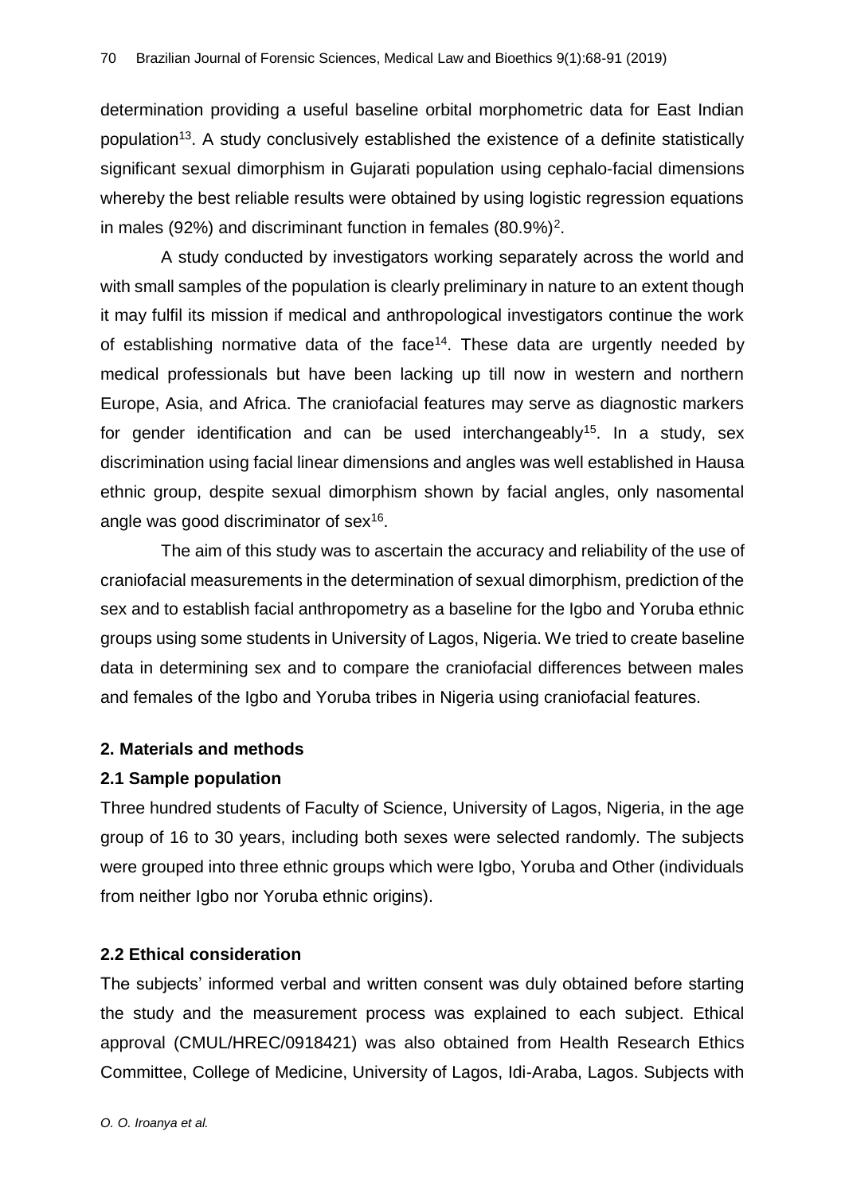determination providing a useful baseline orbital morphometric data for East Indian population[13]. A study conclusively established the existence of a definite statistically significant sexual dimorphism in Gujarati population using cephalo-facial dimensions whereby the best reliable results were obtained by using logistic regression equations in males (92%) and discriminant function in females (80.9%)[2].

A study conducted by investigators working separately across the world and with small samples of the population is clearly preliminary in nature to an extent though it may fulfil its mission if medical and anthropological investigators continue the work of establishing normative data of the face[14]. These data are urgently needed by medical professionals but have been lacking up till now in western and northern Europe, Asia, and Africa. The craniofacial features may serve as diagnostic markers for gender identification and can be used interchangeably[15]. In a study, sex discrimination using facial linear dimensions and angles was well established in Hausa ethnic group, despite sexual dimorphism shown by facial angles, only nasomental angle was good discriminator of sex[16].

The aim of this study was to ascertain the accuracy and reliability of the use of craniofacial measurements in the determination of sexual dimorphism, prediction of the sex and to establish facial anthropometry as a baseline for the Igbo and Yoruba ethnic groups using some students in University of Lagos, Nigeria. We tried to create baseline data in determining sex and to compare the craniofacial differences between males and females of the Igbo and Yoruba tribes in Nigeria using craniofacial features.

## 2. Materials and methods

### 2.1 Sample population

Three hundred students of Faculty of Science, University of Lagos, Nigeria, in the age group of 16 to 30 years, including both sexes were selected randomly. The subjects were grouped into three ethnic groups which were Igbo, Yoruba and Other (individuals from neither Igbo nor Yoruba ethnic origins).

### 2.2 Ethical consideration

The subjects' informed verbal and written consent was duly obtained before starting the study and the measurement process was explained to each subject. Ethical approval (CMUL/HREC/0918421) was also obtained from Health Research Ethics Committee, College of Medicine, University of Lagos, Idi-Araba, Lagos. Subjects with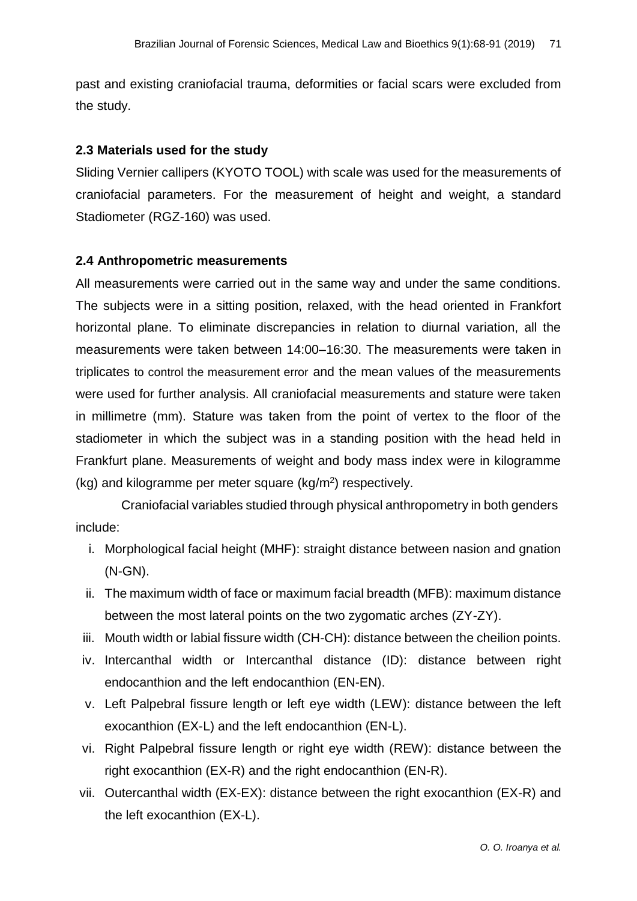past and existing craniofacial trauma, deformities or facial scars were excluded from the study.

### 2.3 Materials used for the study

Sliding Vernier callipers (KYOTO TOOL) with scale was used for the measurements of craniofacial parameters. For the measurement of height and weight, a standard Stadiometer (RGZ-160) was used.

### 2.4 Anthropometric measurements

All measurements were carried out in the same way and under the same conditions. The subjects were in a sitting position, relaxed, with the head oriented in Frankfort horizontal plane. To eliminate discrepancies in relation to diurnal variation, all the measurements were taken between 14:00–16:30. The measurements were taken in triplicates to control the measurement error and the mean values of the measurements were used for further analysis. All craniofacial measurements and stature were taken in millimetre (mm). Stature was taken from the point of vertex to the floor of the stadiometer in which the subject was in a standing position with the head held in Frankfurt plane. Measurements of weight and body mass index were in kilogramme (kg) and kilogramme per meter square (kg/$m^2$) respectively.

Craniofacial variables studied through physical anthropometry in both genders include:

i. Morphological facial height (MHF): straight distance between nasion and gnation (N-GN).
ii. The maximum width of face or maximum facial breadth (MFB): maximum distance between the most lateral points on the two zygomatic arches (ZY-ZY).
iii. Mouth width or labial fissure width (CH-CH): distance between the cheilion points.
iv. Intercanthal width or Intercanthal distance (ID): distance between right endocanthion and the left endocanthion (EN-EN).
v. Left Palpebral fissure length or left eye width (LEW): distance between the left exocanthion (EX-L) and the left endocanthion (EN-L).
vi. Right Palpebral fissure length or right eye width (REW): distance between the right exocanthion (EX-R) and the right endocanthion (EN-R).
vii. Outercanthal width (EX-EX): distance between the right exocanthion (EX-R) and the left exocanthion (EX-L).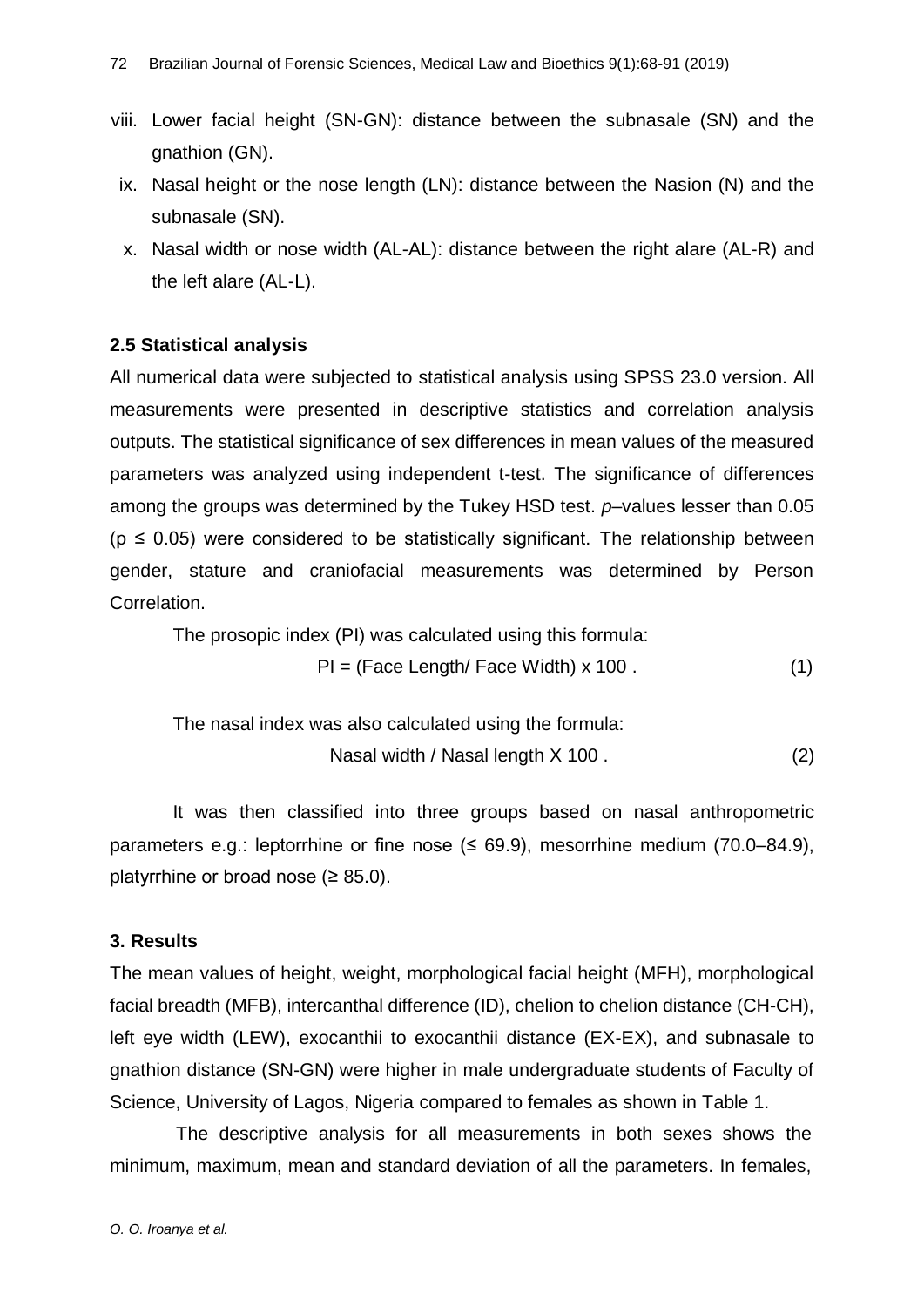viii. Lower facial height (SN-GN): distance between the subnasale (SN) and the gnathion (GN).

ix. Nasal height or the nose length (LN): distance between the Nasion (N) and the subnasale (SN).

x. Nasal width or nose width (AL-AL): distance between the right alare (AL-R) and the left alare (AL-L).

### 2.5 Statistical analysis

All numerical data were subjected to statistical analysis using SPSS 23.0 version. All measurements were presented in descriptive statistics and correlation analysis outputs. The statistical significance of sex differences in mean values of the measured parameters was analyzed using independent t-test. The significance of differences among the groups was determined by the Tukey HSD test. *p*–values lesser than 0.05 ($p \leq 0.05$) were considered to be statistically significant. The relationship between gender, stature and craniofacial measurements was determined by Person Correlation.

The prosopic index (PI) was calculated using this formula:

$$PI = (\text{Face Length} / \text{Face Width}) \times 100 \ . \tag{1}$$

The nasal index was also calculated using the formula:

$$\text{Nasal width} / \text{Nasal length} \times 100 \ . \tag{2}$$

It was then classified into three groups based on nasal anthropometric parameters e.g.: leptorrhine or fine nose (≤ 69.9), mesorrhine medium (70.0–84.9), platyrrhine or broad nose (≥ 85.0).

## 3. Results

The mean values of height, weight, morphological facial height (MFH), morphological facial breadth (MFB), intercanthal difference (ID), chelion to chelion distance (CH-CH), left eye width (LEW), exocanthii to exocanthii distance (EX-EX), and subnasale to gnathion distance (SN-GN) were higher in male undergraduate students of Faculty of Science, University of Lagos, Nigeria compared to females as shown in Table 1.

The descriptive analysis for all measurements in both sexes shows the minimum, maximum, mean and standard deviation of all the parameters. In females,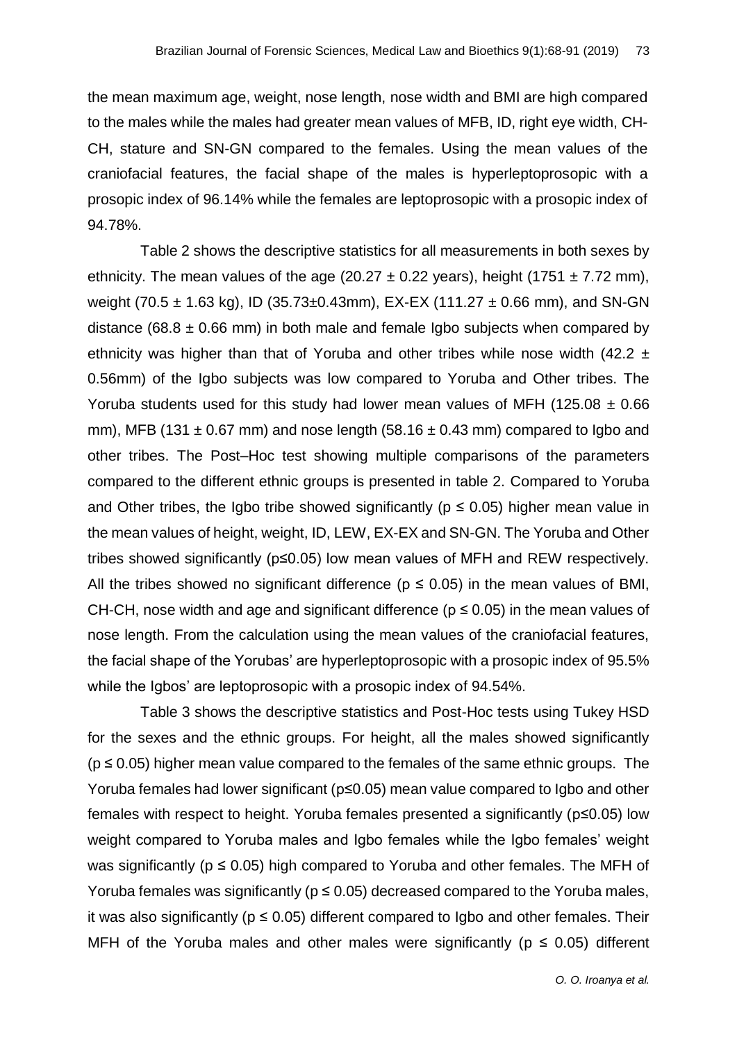the mean maximum age, weight, nose length, nose width and BMI are high compared to the males while the males had greater mean values of MFB, ID, right eye width, CH-CH, stature and SN-GN compared to the females. Using the mean values of the craniofacial features, the facial shape of the males is hyperleptoprosopic with a prosopic index of 96.14% while the females are leptoprosopic with a prosopic index of 94.78%.

Table 2 shows the descriptive statistics for all measurements in both sexes by ethnicity. The mean values of the age (20.27 ± 0.22 years), height (1751 ± 7.72 mm), weight (70.5 ± 1.63 kg), ID (35.73±0.43mm), EX-EX (111.27 ± 0.66 mm), and SN-GN distance (68.8 ± 0.66 mm) in both male and female Igbo subjects when compared by ethnicity was higher than that of Yoruba and other tribes while nose width (42.2 ± 0.56mm) of the Igbo subjects was low compared to Yoruba and Other tribes. The Yoruba students used for this study had lower mean values of MFH (125.08 ± 0.66 mm), MFB (131 ± 0.67 mm) and nose length (58.16 ± 0.43 mm) compared to Igbo and other tribes. The Post–Hoc test showing multiple comparisons of the parameters compared to the different ethnic groups is presented in table 2. Compared to Yoruba and Other tribes, the Igbo tribe showed significantly ($p \leq 0.05$) higher mean value in the mean values of height, weight, ID, LEW, EX-EX and SN-GN. The Yoruba and Other tribes showed significantly ($p \leq 0.05$) low mean values of MFH and REW respectively. All the tribes showed no significant difference ($p \leq 0.05$) in the mean values of BMI, CH-CH, nose width and age and significant difference ($p \leq 0.05$) in the mean values of nose length. From the calculation using the mean values of the craniofacial features, the facial shape of the Yorubas' are hyperleptoprosopic with a prosopic index of 95.5% while the Igbos' are leptoprosopic with a prosopic index of 94.54%.

Table 3 shows the descriptive statistics and Post-Hoc tests using Tukey HSD for the sexes and the ethnic groups. For height, all the males showed significantly ($p \leq 0.05$) higher mean value compared to the females of the same ethnic groups. The Yoruba females had lower significant ($p \leq 0.05$) mean value compared to Igbo and other females with respect to height. Yoruba females presented a significantly ($p \leq 0.05$) low weight compared to Yoruba males and Igbo females while the Igbo females' weight was significantly ($p \leq 0.05$) high compared to Yoruba and other females. The MFH of Yoruba females was significantly ($p \leq 0.05$) decreased compared to the Yoruba males, it was also significantly ($p \leq 0.05$) different compared to Igbo and other females. Their MFH of the Yoruba males and other males were significantly ($p \leq 0.05$) different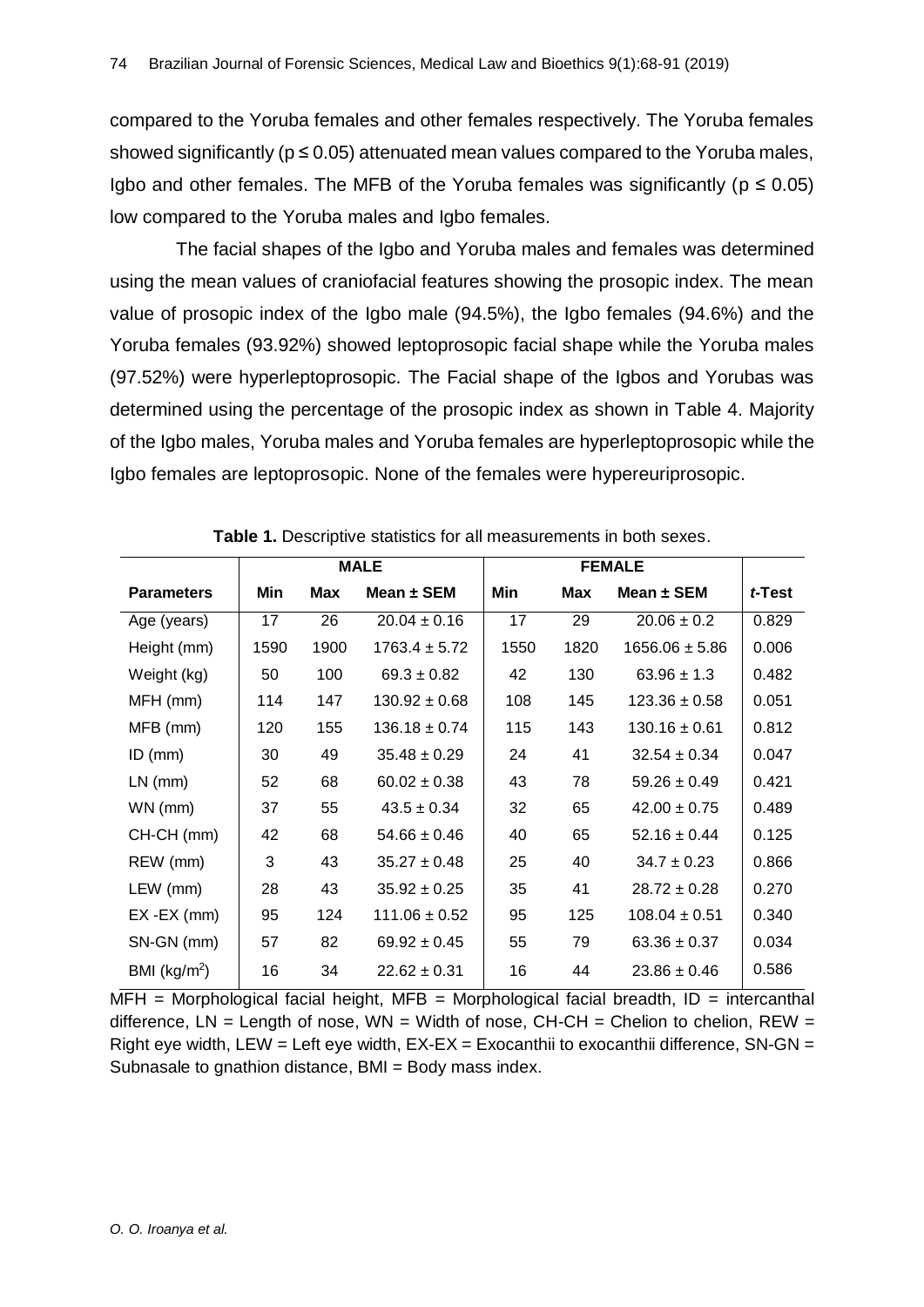compared to the Yoruba females and other females respectively. The Yoruba females showed significantly ($p \leq 0.05$) attenuated mean values compared to the Yoruba males, Igbo and other females. The MFB of the Yoruba females was significantly ($p \leq 0.05$) low compared to the Yoruba males and Igbo females.

The facial shapes of the Igbo and Yoruba males and females was determined using the mean values of craniofacial features showing the prosopic index. The mean value of prosopic index of the Igbo male (94.5%), the Igbo females (94.6%) and the Yoruba females (93.92%) showed leptoprosopic facial shape while the Yoruba males (97.52%) were hyperleptoprosopic. The Facial shape of the Igbos and Yorubas was determined using the percentage of the prosopic index as shown in Table 4. Majority of the Igbo males, Yoruba males and Yoruba females are hyperleptoprosopic while the Igbo females are leptoprosopic. None of the females were hypereuriprosopic.

**Table 1.** Descriptive statistics for all measurements in both sexes.

| | MALE | | | FEMALE | | | |
|---|---|---|---|---|---|---|---|
| **Parameters** | **Min** | **Max** | **Mean ± SEM** | **Min** | **Max** | **Mean ± SEM** | ***t*-Test** |
| Age (years) | 17 | 26 | 20.04 ± 0.16 | 17 | 29 | 20.06 ± 0.2 | 0.829 |
| Height (mm) | 1590 | 1900 | 1763.4 ± 5.72 | 1550 | 1820 | 1656.06 ± 5.86 | 0.006 |
| Weight (kg) | 50 | 100 | 69.3 ± 0.82 | 42 | 130 | 63.96 ± 1.3 | 0.482 |
| MFH (mm) | 114 | 147 | 130.92 ± 0.68 | 108 | 145 | 123.36 ± 0.58 | 0.051 |
| MFB (mm) | 120 | 155 | 136.18 ± 0.74 | 115 | 143 | 130.16 ± 0.61 | 0.812 |
| ID (mm) | 30 | 49 | 35.48 ± 0.29 | 24 | 41 | 32.54 ± 0.34 | 0.047 |
| LN (mm) | 52 | 68 | 60.02 ± 0.38 | 43 | 78 | 59.26 ± 0.49 | 0.421 |
| WN (mm) | 37 | 55 | 43.5 ± 0.34 | 32 | 65 | 42.00 ± 0.75 | 0.489 |
| CH-CH (mm) | 42 | 68 | 54.66 ± 0.46 | 40 | 65 | 52.16 ± 0.44 | 0.125 |
| REW (mm) | 3 | 43 | 35.27 ± 0.48 | 25 | 40 | 34.7 ± 0.23 | 0.866 |
| LEW (mm) | 28 | 43 | 35.92 ± 0.25 | 35 | 41 | 28.72 ± 0.28 | 0.270 |
| EX -EX (mm) | 95 | 124 | 111.06 ± 0.52 | 95 | 125 | 108.04 ± 0.51 | 0.340 |
| SN-GN (mm) | 57 | 82 | 69.92 ± 0.45 | 55 | 79 | 63.36 ± 0.37 | 0.034 |
| BMI ($kg/m^2$) | 16 | 34 | 22.62 ± 0.31 | 16 | 44 | 23.86 ± 0.46 | 0.586 |

MFH = Morphological facial height, MFB = Morphological facial breadth, ID = intercanthal difference, LN = Length of nose, WN = Width of nose, CH-CH = Chelion to chelion, REW = Right eye width, LEW = Left eye width, EX-EX = Exocanthii to exocanthii difference, SN-GN = Subnasale to gnathion distance, BMI = Body mass index.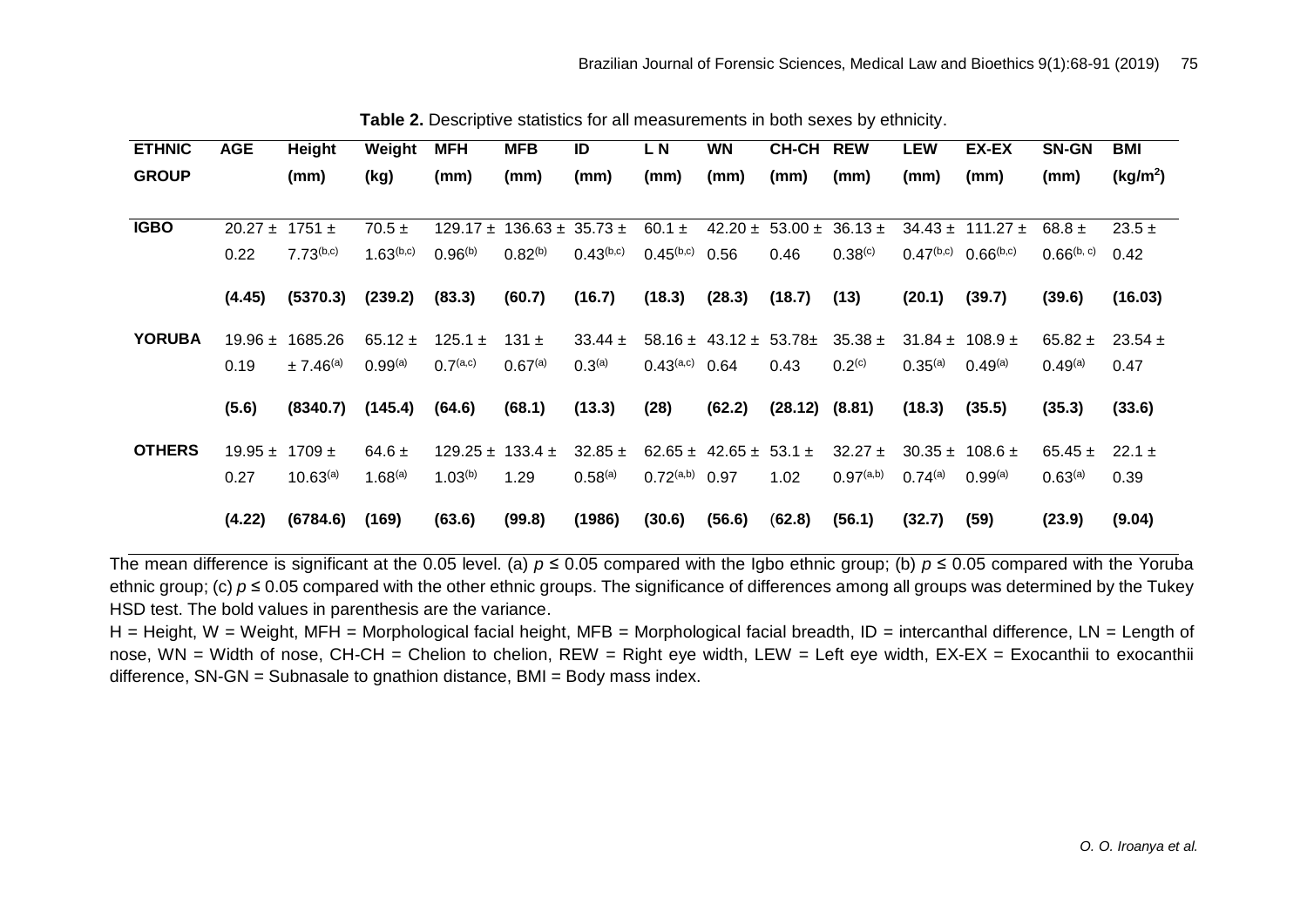**Table 2.** Descriptive statistics for all measurements in both sexes by ethnicity.

| ETHNIC GROUP | AGE | Height (mm) | Weight (kg) | MFH (mm) | MFB (mm) | ID (mm) | L N (mm) | WN (mm) | CH-CH (mm) | REW (mm) | LEW (mm) | EX-EX (mm) | SN-GN (mm) | BMI ($kg/m^2$) |
|---|---|---|---|---|---|---|---|---|---|---|---|---|---|---|
| IGBO | 20.27 ± 0.22 | 1751 ± $7.73^{(b,c)}$ | 70.5 ± $1.63^{(b,c)}$ | 129.17 ± $0.96^{(b)}$ | 136.63 ± $0.82^{(b)}$ | 35.73 ± $0.43^{(b,c)}$ | 60.1 ± $0.45^{(b,c)}$ | 42.20 ± 0.56 | 53.00 ± 0.46 | 36.13 ± $0.38^{(c)}$ | 34.43 ± $0.47^{(b,c)}$ | 111.27 ± $0.66^{(b,c)}$ | 68.8 ± $0.66^{(b, c)}$ | 23.5 ± 0.42 |
| | **(4.45)** | **(5370.3)** | **(239.2)** | **(83.3)** | **(60.7)** | **(16.7)** | **(18.3)** | **(28.3)** | **(18.7)** | **(13)** | **(20.1)** | **(39.7)** | **(39.6)** | **(16.03)** |
| YORUBA | 19.96 ± 0.19 | 1685.26 ± $7.46^{(a)}$ | 65.12 ± $0.99^{(a)}$ | 125.1 ± $0.7^{(a,c)}$ | 131 ± $0.67^{(a)}$ | 33.44 ± $0.3^{(a)}$ | 58.16 ± $0.43^{(a,c)}$ | 43.12 ± 0.64 | 53.78± 0.43 | 35.38 ± $0.2^{(c)}$ | 31.84 ± $0.35^{(a)}$ | 108.9 ± $0.49^{(a)}$ | 65.82 ± $0.49^{(a)}$ | 23.54 ± 0.47 |
| | **(5.6)** | **(8340.7)** | **(145.4)** | **(64.6)** | **(68.1)** | **(13.3)** | **(28)** | **(62.2)** | **(28.12)** | **(8.81)** | **(18.3)** | **(35.5)** | **(35.3)** | **(33.6)** |
| OTHERS | 19.95 ± 0.27 | 1709 ± $10.63^{(a)}$ | 64.6 ± $1.68^{(a)}$ | 129.25 ± $1.03^{(b)}$ | 133.4 ± 1.29 | 32.85 ± $0.58^{(a)}$ | 62.65 ± $0.72^{(a,b)}$ | 42.65 ± 0.97 | 53.1 ± 1.02 | 32.27 ± $0.97^{(a,b)}$ | 30.35 ± $0.74^{(a)}$ | 108.6 ± $0.99^{(a)}$ | 65.45 ± $0.63^{(a)}$ | 22.1 ± 0.39 |
| | **(4.22)** | **(6784.6)** | **(169)** | **(63.6)** | **(99.8)** | **(1986)** | **(30.6)** | **(56.6)** | (**62.8)** | **(56.1)** | **(32.7)** | **(59)** | **(23.9)** | **(9.04)** |

The mean difference is significant at the 0.05 level. (a) $p \leq 0.05$ compared with the Igbo ethnic group; (b) $p \leq 0.05$ compared with the Yoruba ethnic group; (c) $p \leq 0.05$ compared with the other ethnic groups. The significance of differences among all groups was determined by the Tukey HSD test. The bold values in parenthesis are the variance.

H = Height, W = Weight, MFH = Morphological facial height, MFB = Morphological facial breadth, ID = intercanthal difference, LN = Length of nose, WN = Width of nose, CH-CH = Chelion to chelion, REW = Right eye width, LEW = Left eye width, EX-EX = Exocanthii to exocanthii difference, SN-GN = Subnasale to gnathion distance, BMI = Body mass index.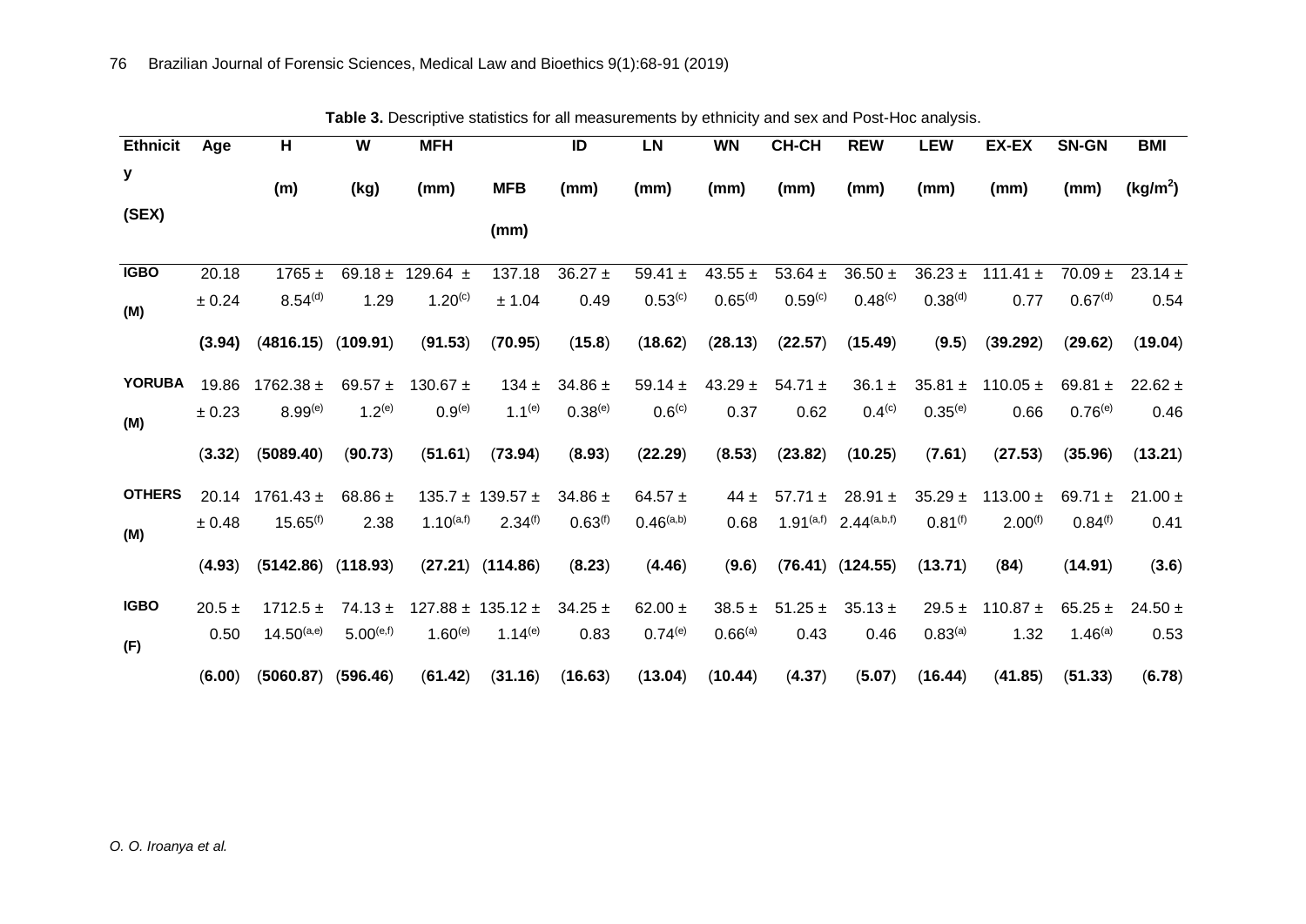**Table 3.** Descriptive statistics for all measurements by ethnicity and sex and Post-Hoc analysis.

| Ethnicity (SEX) | Age | H (m) | W (kg) | MFH (mm) | MFB (mm) | ID (mm) | LN (mm) | WN (mm) | CH-CH (mm) | REW (mm) | LEW (mm) | EX-EX (mm) | SN-GN (mm) | BMI ($kg/m^2$) |
|---|---|---|---|---|---|---|---|---|---|---|---|---|---|---|
| **IGBO (M)** | 20.18 ± 0.24 (**3.94**) | 1765 ± 8.54[(d)] (**4816.15**) | 69.18 ± 1.29 (**109.91**) | 129.64 ± 1.20[(c)] (**91.53**) | 137.18 ± 1.04 (**70.95**) | 36.27 ± 0.49 (**15.8**) | 59.41 ± 0.53[(c)] (**18.62**) | 43.55 ± 0.65[(d)] (**28.13**) | 53.64 ± 0.59[(c)] (**22.57**) | 36.50 ± 0.48[(c)] (**15.49**) | 36.23 ± 0.38[(d)] (**9.5**) | 111.41 ± 0.77 (**39.292**) | 70.09 ± 0.67[(d)] (**29.62**) | 23.14 ± 0.54 (**19.04**) |
| **YORUBA (M)** | 19.86 ± 0.23 (**3.32**) | 1762.38 ± 8.99[(e)] (**5089.40**) | 69.57 ± 1.2[(e)] (**90.73**) | 130.67 ± 0.9[(e)] (**51.61**) | 134 ± 1.1[(e)] (**73.94**) | 34.86 ± 0.38[(e)] (**8.93**) | 59.14 ± 0.6[(c)] (**22.29**) | 43.29 ± 0.37 (**8.53**) | 54.71 ± 0.62 (**23.82**) | 36.1 ± 0.4[(c)] (**10.25**) | 35.81 ± 0.35[(e)] (**7.61**) | 110.05 ± 0.66 (**27.53**) | 69.81 ± 0.76[(e)] (**35.96**) | 22.62 ± 0.46 (**13.21**) |
| **OTHERS (M)** | 20.14 ± 0.48 (**4.93**) | 1761.43 ± 15.65[(f)] (**5142.86**) | 68.86 ± 2.38 (**118.93**) | 135.7 ± 1.10[(a,f)] (**27.21**) | 139.57 ± 2.34[(f)] (**114.86**) | 34.86 ± 0.63[(f)] (**8.23**) | 64.57 ± 0.46[(a,b)] (**4.46**) | 44 ± 0.68 (**9.6**) | 57.71 ± 1.91[(a,f)] (**76.41**) | 28.91 ± 2.44[(a,b,f)] (**124.55**) | 35.29 ± 0.81[(f)] (**13.71**) | 113.00 ± 2.00[(f)] (**84**) | 69.71 ± 0.84[(f)] (**14.91**) | 21.00 ± 0.41 (**3.6**) |
| **IGBO (F)** | 20.5 ± 0.50 (**6.00**) | 1712.5 ± 14.50[(a,e)] (**5060.87**) | 74.13 ± 5.00[(e,f)] (**596.46**) | 127.88 ± 1.60[(e)] (**61.42**) | 135.12 ± 1.14[(e)] (**31.16**) | 34.25 ± 0.83 (**16.63**) | 62.00 ± 0.74[(e)] (**13.04**) | 38.5 ± 0.66[(a)] (**10.44**) | 51.25 ± 0.43 (**4.37**) | 35.13 ± 0.46 (**5.07**) | 29.5 ± 0.83[(a)] (**16.44**) | 110.87 ± 1.32 (**41.85**) | 65.25 ± 1.46[(a)] (**51.33**) | 24.50 ± 0.53 (**6.78**) |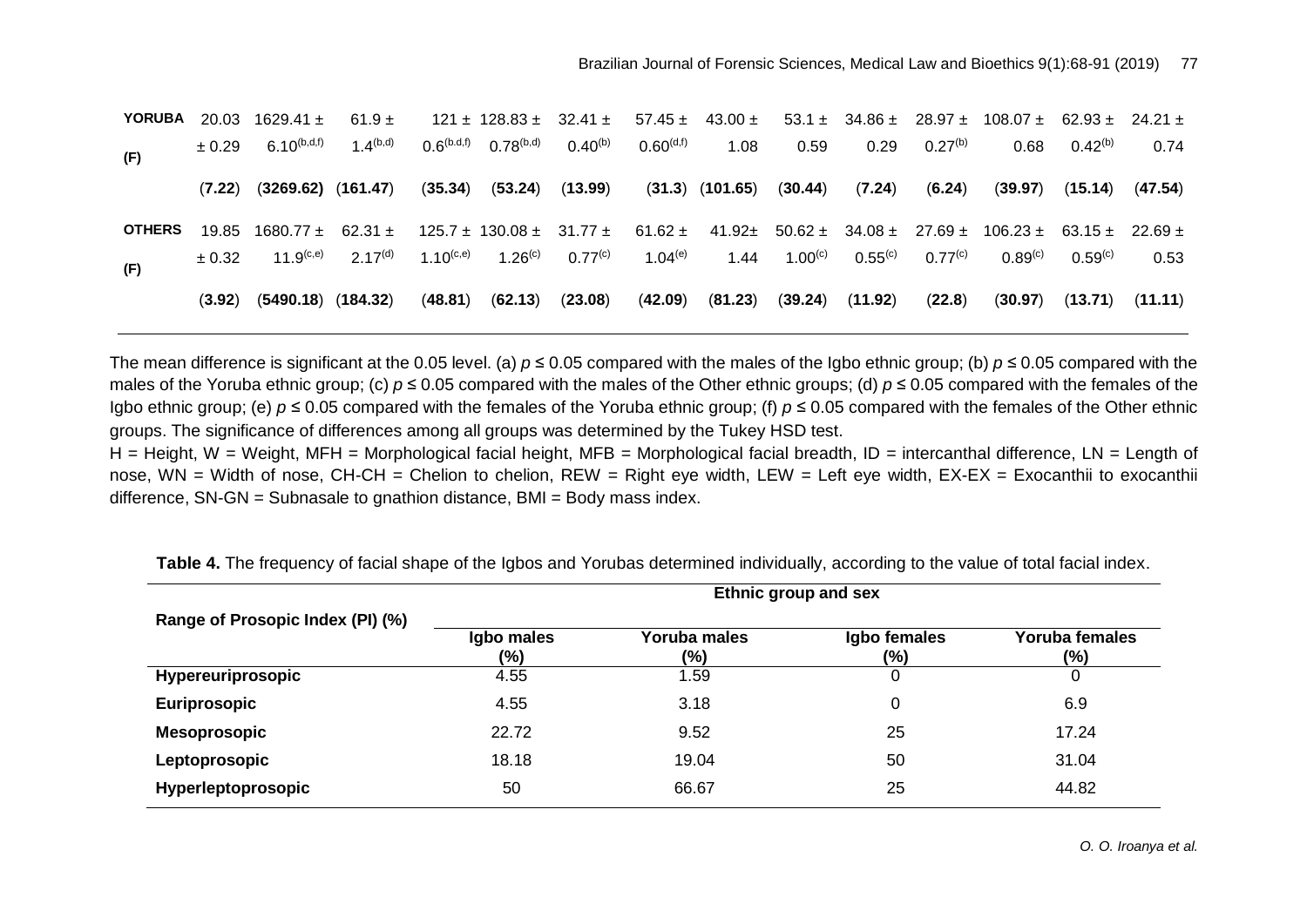| | | | | | | | | | | | | | | |
|---|---|---|---|---|---|---|---|---|---|---|---|---|---|---|
| **YORUBA (F)** | 20.03 ± 0.29 | 1629.41 ± 6.10[(b,d,f)] | 61.9 ± 1.4[(b,d)] | 121 ± 0.6[(b,d,f)] | 128.83 ± 0.78[(b,d)] | 32.41 ± 0.40[(b)] | 57.45 ± 0.60[(d,f)] | 43.00 ± 1.08 | 53.1 ± 0.59 | 34.86 ± 0.29 | 28.97 ± 0.27[(b)] | 108.07 ± 0.68 | 62.93 ± 0.42[(b)] | 24.21 ± 0.74 |
| | (**7.22**) | (**3269.62**) | (**161.47**) | (**35.34**) | (**53.24**) | (**13.99**) | (**31.3**) | (**101.65**) | (**30.44**) | (**7.24**) | (**6.24**) | (**39.97**) | (**15.14**) | (**47.54**) |
| **OTHERS (F)** | 19.85 ± 0.32 | 1680.77 ± 11.9[(c,e)] | 62.31 ± 2.17[(d)] | 125.7 ± 1.10[(c,e)] | 130.08 ± 1.26[(c)] | 31.77 ± 0.77[(c)] | 61.62 ± 1.04[(e)] | 41.92± 1.44 | 50.62 ± 1.00[(c)] | 34.08 ± 0.55[(c)] | 27.69 ± 0.77[(c)] | 106.23 ± 0.89[(c)] | 63.15 ± 0.59[(c)] | 22.69 ± 0.53 |
| | (**3.92**) | (**5490.18**) | (**184.32**) | (**48.81**) | (**62.13**) | (**23.08**) | (**42.09**) | (**81.23**) | (**39.24**) | (**11.92**) | (**22.8**) | (**30.97**) | (**13.71**) | (**11.11**) |

The mean difference is significant at the 0.05 level. (a) $p \leq 0.05$ compared with the males of the Igbo ethnic group; (b) $p \leq 0.05$ compared with the males of the Yoruba ethnic group; (c) $p \leq 0.05$ compared with the males of the Other ethnic groups; (d) $p \leq 0.05$ compared with the females of the Igbo ethnic group; (e) $p \leq 0.05$ compared with the females of the Yoruba ethnic group; (f) $p \leq 0.05$ compared with the females of the Other ethnic groups. The significance of differences among all groups was determined by the Tukey HSD test.

H = Height, W = Weight, MFH = Morphological facial height, MFB = Morphological facial breadth, ID = intercanthal difference, LN = Length of nose, WN = Width of nose, CH-CH = Chelion to chelion, REW = Right eye width, LEW = Left eye width, EX-EX = Exocanthii to exocanthii difference, SN-GN = Subnasale to gnathion distance, BMI = Body mass index.

**Table 4.** The frequency of facial shape of the Igbos and Yorubas determined individually, according to the value of total facial index.

| Range of Prosopic Index (PI) (%) | Ethnic group and sex | | | |
|---|---|---|---|---|
| | Igbo males (%) | Yoruba males (%) | Igbo females (%) | Yoruba females (%) |
| **Hypereuriprosopic** | 4.55 | 1.59 | 0 | 0 |
| **Euriprosopic** | 4.55 | 3.18 | 0 | 6.9 |
| **Mesoprosopic** | 22.72 | 9.52 | 25 | 17.24 |
| **Leptoprosopic** | 18.18 | 19.04 | 50 | 31.04 |
| **Hyperleptoprosopic** | 50 | 66.67 | 25 | 44.82 |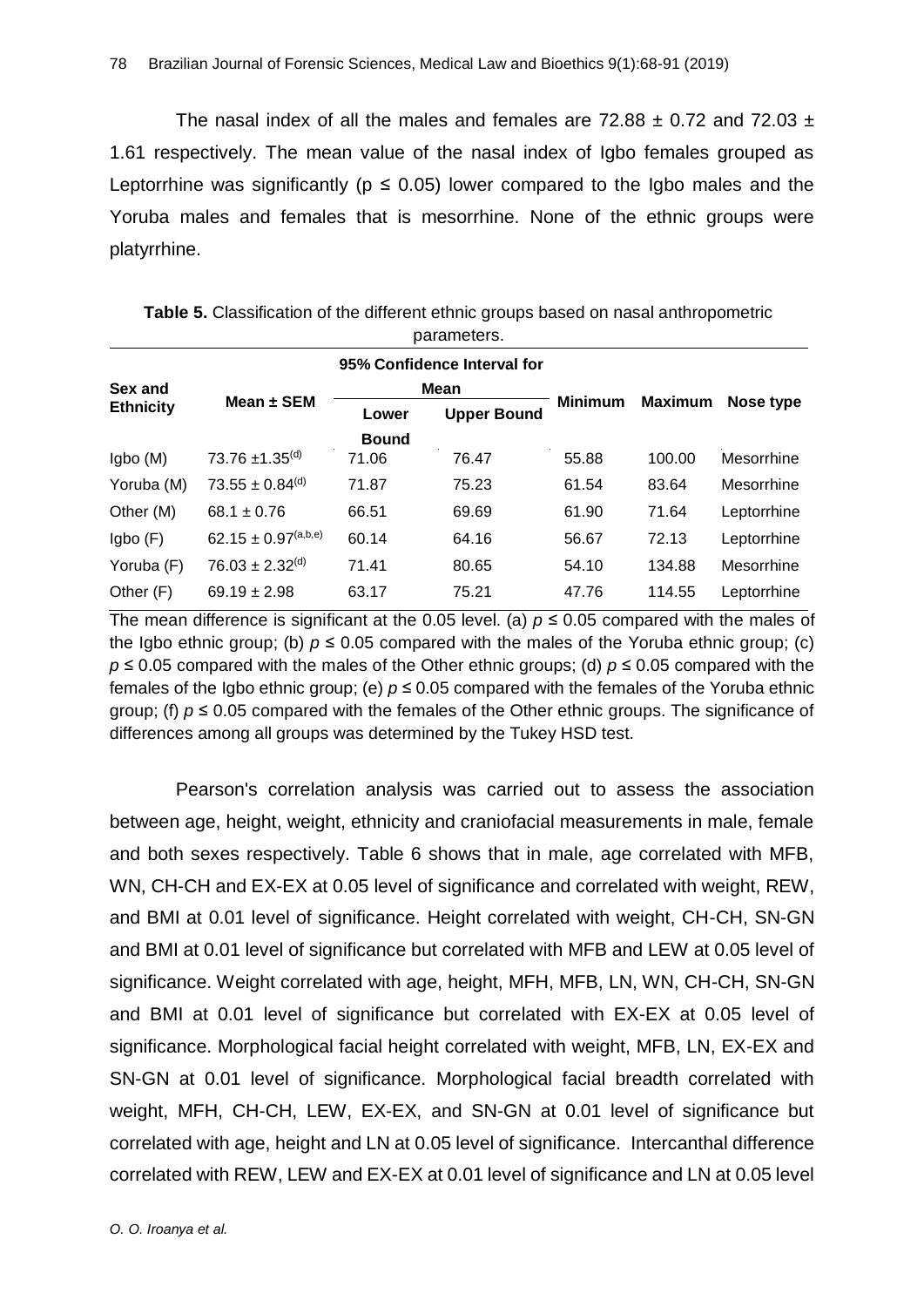The nasal index of all the males and females are 72.88 ± 0.72 and 72.03 ± 1.61 respectively. The mean value of the nasal index of Igbo females grouped as Leptorrhine was significantly ($p \leq 0.05$) lower compared to the Igbo males and the Yoruba males and females that is mesorrhine. None of the ethnic groups were platyrrhine.

**Table 5.** Classification of the different ethnic groups based on nasal anthropometric parameters.

| Sex and Ethnicity | Mean ± SEM | 95% Confidence Interval for Mean | | Minimum | Maximum | Nose type |
|---|---|---|---|---|---|---|
| | | Lower Bound | Upper Bound | | | |
| Igbo (M) | 73.76 ±1.35$^{(d)}$ | 71.06 | 76.47 | 55.88 | 100.00 | Mesorrhine |
| Yoruba (M) | 73.55 ± 0.84$^{(d)}$ | 71.87 | 75.23 | 61.54 | 83.64 | Mesorrhine |
| Other (M) | 68.1 ± 0.76 | 66.51 | 69.69 | 61.90 | 71.64 | Leptorrhine |
| Igbo (F) | 62.15 ± 0.97$^{(a,b,e)}$ | 60.14 | 64.16 | 56.67 | 72.13 | Leptorrhine |
| Yoruba (F) | 76.03 ± 2.32$^{(d)}$ | 71.41 | 80.65 | 54.10 | 134.88 | Mesorrhine |
| Other (F) | 69.19 ± 2.98 | 63.17 | 75.21 | 47.76 | 114.55 | Leptorrhine |

The mean difference is significant at the 0.05 level. (a) $p \leq 0.05$ compared with the males of the Igbo ethnic group; (b) $p \leq 0.05$ compared with the males of the Yoruba ethnic group; (c) $p \leq 0.05$ compared with the males of the Other ethnic groups; (d) $p \leq 0.05$ compared with the females of the Igbo ethnic group; (e) $p \leq 0.05$ compared with the females of the Yoruba ethnic group; (f) $p \leq 0.05$ compared with the females of the Other ethnic groups. The significance of differences among all groups was determined by the Tukey HSD test.

Pearson's correlation analysis was carried out to assess the association between age, height, weight, ethnicity and craniofacial measurements in male, female and both sexes respectively. Table 6 shows that in male, age correlated with MFB, WN, CH-CH and EX-EX at 0.05 level of significance and correlated with weight, REW, and BMI at 0.01 level of significance. Height correlated with weight, CH-CH, SN-GN and BMI at 0.01 level of significance but correlated with MFB and LEW at 0.05 level of significance. Weight correlated with age, height, MFH, MFB, LN, WN, CH-CH, SN-GN and BMI at 0.01 level of significance but correlated with EX-EX at 0.05 level of significance. Morphological facial height correlated with weight, MFB, LN, EX-EX and SN-GN at 0.01 level of significance. Morphological facial breadth correlated with weight, MFH, CH-CH, LEW, EX-EX, and SN-GN at 0.01 level of significance but correlated with age, height and LN at 0.05 level of significance. Intercanthal difference correlated with REW, LEW and EX-EX at 0.01 level of significance and LN at 0.05 level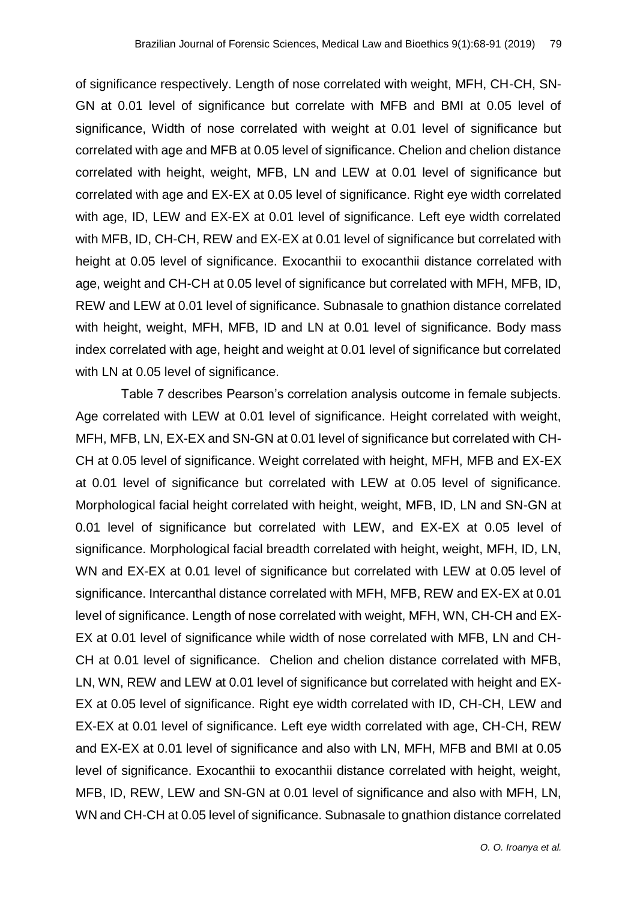of significance respectively. Length of nose correlated with weight, MFH, CH-CH, SN-GN at 0.01 level of significance but correlate with MFB and BMI at 0.05 level of significance, Width of nose correlated with weight at 0.01 level of significance but correlated with age and MFB at 0.05 level of significance. Chelion and chelion distance correlated with height, weight, MFB, LN and LEW at 0.01 level of significance but correlated with age and EX-EX at 0.05 level of significance. Right eye width correlated with age, ID, LEW and EX-EX at 0.01 level of significance. Left eye width correlated with MFB, ID, CH-CH, REW and EX-EX at 0.01 level of significance but correlated with height at 0.05 level of significance. Exocanthii to exocanthii distance correlated with age, weight and CH-CH at 0.05 level of significance but correlated with MFH, MFB, ID, REW and LEW at 0.01 level of significance. Subnasale to gnathion distance correlated with height, weight, MFH, MFB, ID and LN at 0.01 level of significance. Body mass index correlated with age, height and weight at 0.01 level of significance but correlated with LN at 0.05 level of significance.

Table 7 describes Pearson's correlation analysis outcome in female subjects. Age correlated with LEW at 0.01 level of significance. Height correlated with weight, MFH, MFB, LN, EX-EX and SN-GN at 0.01 level of significance but correlated with CH-CH at 0.05 level of significance. Weight correlated with height, MFH, MFB and EX-EX at 0.01 level of significance but correlated with LEW at 0.05 level of significance. Morphological facial height correlated with height, weight, MFB, ID, LN and SN-GN at 0.01 level of significance but correlated with LEW, and EX-EX at 0.05 level of significance. Morphological facial breadth correlated with height, weight, MFH, ID, LN, WN and EX-EX at 0.01 level of significance but correlated with LEW at 0.05 level of significance. Intercanthal distance correlated with MFH, MFB, REW and EX-EX at 0.01 level of significance. Length of nose correlated with weight, MFH, WN, CH-CH and EX-EX at 0.01 level of significance while width of nose correlated with MFB, LN and CH-CH at 0.01 level of significance. Chelion and chelion distance correlated with MFB, LN, WN, REW and LEW at 0.01 level of significance but correlated with height and EX-EX at 0.05 level of significance. Right eye width correlated with ID, CH-CH, LEW and EX-EX at 0.01 level of significance. Left eye width correlated with age, CH-CH, REW and EX-EX at 0.01 level of significance and also with LN, MFH, MFB and BMI at 0.05 level of significance. Exocanthii to exocanthii distance correlated with height, weight, MFB, ID, REW, LEW and SN-GN at 0.01 level of significance and also with MFH, LN, WN and CH-CH at 0.05 level of significance. Subnasale to gnathion distance correlated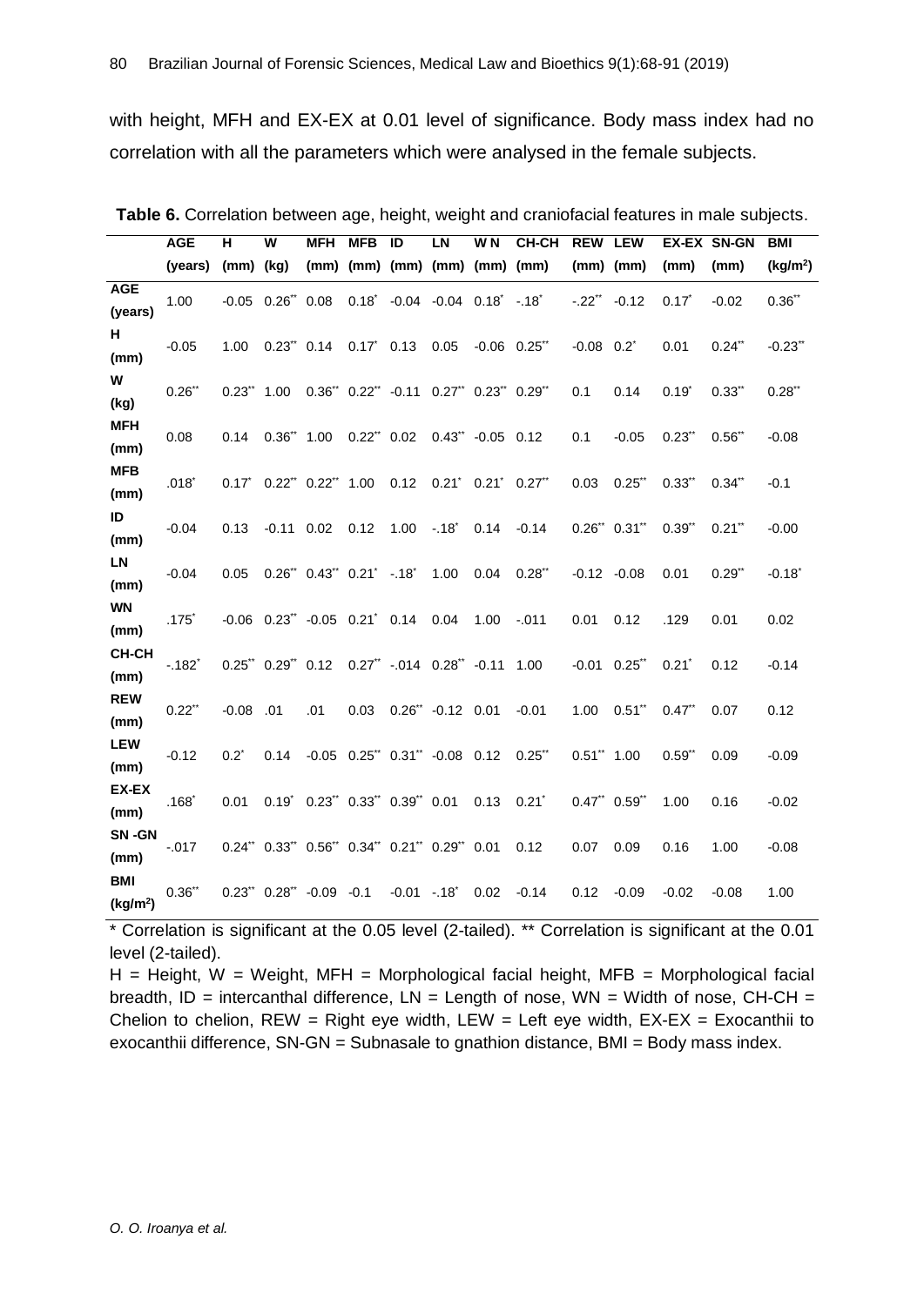with height, MFH and EX-EX at 0.01 level of significance. Body mass index had no correlation with all the parameters which were analysed in the female subjects.

**Table 6.** Correlation between age, height, weight and craniofacial features in male subjects.

| | AGE (years) | H (mm) | W (kg) | MFH (mm) | MFB (mm) | ID (mm) | LN (mm) | W N (mm) | CH-CH (mm) | REW (mm) | LEW (mm) | EX-EX (mm) | SN-GN (mm) | BMI (kg/m$^2$) |
|---|---|---|---|---|---|---|---|---|---|---|---|---|---|---|
| **AGE (years)** | 1.00 | -0.05 | 0.26** | 0.08 | 0.18* | -0.04 | -0.04 | 0.18* | -.18* | -.22** | -0.12 | 0.17* | -0.02 | 0.36** |
| **H (mm)** | -0.05 | 1.00 | 0.23** | 0.14 | 0.17* | 0.13 | 0.05 | -0.06 | 0.25** | -0.08 | 0.2* | 0.01 | 0.24** | -0.23** |
| **W (kg)** | 0.26** | 0.23** | 1.00 | 0.36** | 0.22** | -0.11 | 0.27** | 0.23** | 0.29** | 0.1 | 0.14 | 0.19* | 0.33** | 0.28** |
| **MFH (mm)** | 0.08 | 0.14 | 0.36** | 1.00 | 0.22** | 0.02 | 0.43** | -0.05 | 0.12 | 0.1 | -0.05 | 0.23** | 0.56** | -0.08 |
| **MFB (mm)** | .018* | 0.17* | 0.22** | 0.22** | 1.00 | 0.12 | 0.21* | 0.21* | 0.27** | 0.03 | 0.25** | 0.33** | 0.34** | -0.1 |
| **ID (mm)** | -0.04 | 0.13 | -0.11 | 0.02 | 0.12 | 1.00 | -.18* | 0.14 | -0.14 | 0.26** | 0.31** | 0.39** | 0.21** | -0.00 |
| **LN (mm)** | -0.04 | 0.05 | 0.26** | 0.43** | 0.21* | -.18* | 1.00 | 0.04 | 0.28** | -0.12 | -0.08 | 0.01 | 0.29** | -0.18* |
| **WN (mm)** | .175* | -0.06 | 0.23** | -0.05 | 0.21* | 0.14 | 0.04 | 1.00 | -.011 | 0.01 | 0.12 | .129 | 0.01 | 0.02 |
| **CH-CH (mm)** | -.182* | 0.25** | 0.29** | 0.12 | 0.27** | -.014 | 0.28** | -0.11 | 1.00 | -0.01 | 0.25** | 0.21* | 0.12 | -0.14 |
| **REW (mm)** | 0.22** | -0.08 | .01 | .01 | 0.03 | 0.26** | -0.12 | 0.01 | -0.01 | 1.00 | 0.51** | 0.47** | 0.07 | 0.12 |
| **LEW (mm)** | -0.12 | 0.2* | 0.14 | -0.05 | 0.25** | 0.31** | -0.08 | 0.12 | 0.25** | 0.51** | 1.00 | 0.59** | 0.09 | -0.09 |
| **EX-EX (mm)** | .168* | 0.01 | 0.19* | 0.23** | 0.33** | 0.39** | 0.01 | 0.13 | 0.21* | 0.47** | 0.59** | 1.00 | 0.16 | -0.02 |
| **SN -GN (mm)** | -.017 | 0.24** | 0.33** | 0.56** | 0.34** | 0.21** | 0.29** | 0.01 | 0.12 | 0.07 | 0.09 | 0.16 | 1.00 | -0.08 |
| **BMI (kg/m$^2$)** | 0.36** | 0.23** | 0.28** | -0.09 | -0.1 | -0.01 | -.18* | 0.02 | -0.14 | 0.12 | -0.09 | -0.02 | -0.08 | 1.00 |

* Correlation is significant at the 0.05 level (2-tailed). ** Correlation is significant at the 0.01 level (2-tailed).

H = Height, W = Weight, MFH = Morphological facial height, MFB = Morphological facial breadth, ID = intercanthal difference, LN = Length of nose, WN = Width of nose, CH-CH = Chelion to chelion, REW = Right eye width, LEW = Left eye width, EX-EX = Exocanthii to exocanthii difference, SN-GN = Subnasale to gnathion distance, BMI = Body mass index.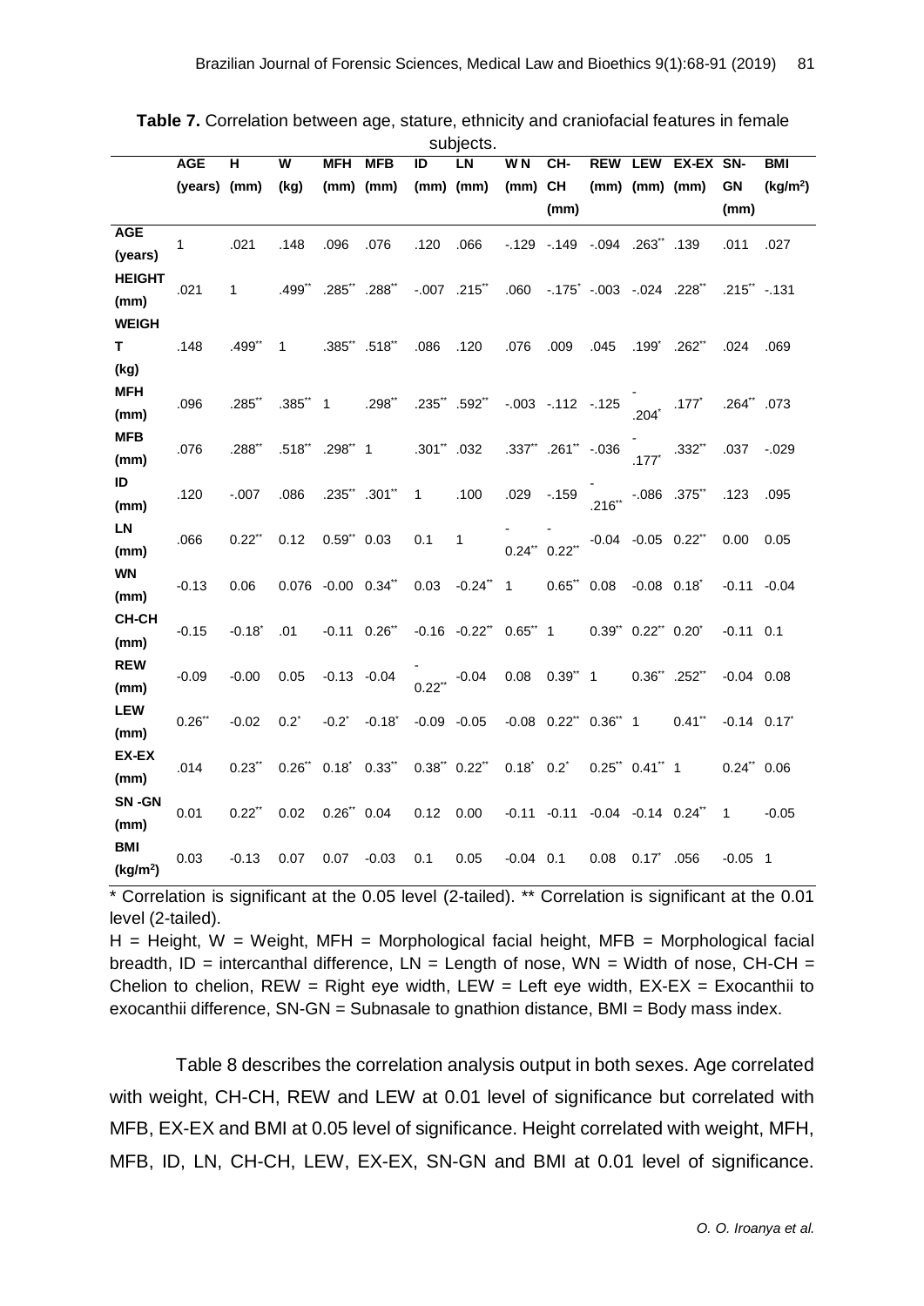**Table 7.** Correlation between age, stature, ethnicity and craniofacial features in female subjects.

| | AGE (years) | H (mm) | W (kg) | MFH (mm) | MFB (mm) | ID (mm) | LN (mm) | WN (mm) | CH-CH (mm) | REW (mm) | LEW (mm) | EX-EX (mm) | SN-GN (mm) | BMI (kg/m²) |
|---|---|---|---|---|---|---|---|---|---|---|---|---|---|---|
| AGE (years) | 1 | .021 | .148 | .096 | .076 | .120 | .066 | -.129 | -.149 | -.094 | .263** | .139 | .011 | .027 |
| HEIGHT (mm) | .021 | 1 | .499** | .285** | .288** | -.007 | .215** | .060 | -.175* | -.003 | -.024 | .228** | .215** | -.131 |
| WEIGHT (kg) | .148 | .499** | 1 | .385** | .518** | .086 | .120 | .076 | .009 | .045 | .199* | .262** | .024 | .069 |
| MFH (mm) | .096 | .285** | .385** | 1 | .298** | .235** | .592** | -.003 | -.112 | -.125 | -.204* | .177* | .264** | .073 |
| MFB (mm) | .076 | .288** | .518** | .298** | 1 | .301** | .032 | .337** | .261** | -.036 | -.177* | .332** | .037 | -.029 |
| ID (mm) | .120 | -.007 | .086 | .235** | .301** | 1 | .100 | .029 | -.159 | -.216** | -.086 | .375** | .123 | .095 |
| LN (mm) | .066 | 0.22** | 0.12 | 0.59** | 0.03 | 0.1 | 1 | -0.24** | -0.22** | -0.04 | -0.05 | 0.22** | 0.00 | 0.05 |
| WN (mm) | -0.13 | 0.06 | 0.076 | -0.00 | 0.34** | 0.03 | -0.24** | 1 | 0.65** | 0.08 | -0.08 | 0.18* | -0.11 | -0.04 |
| CH-CH (mm) | -0.15 | -0.18* | .01 | -0.11 | 0.26** | -0.16 | -0.22** | 0.65** | 1 | 0.39** | 0.22** | 0.20* | -0.11 | 0.1 |
| REW (mm) | -0.09 | -0.00 | 0.05 | -0.13 | -0.04 | -0.22** | -0.04 | 0.08 | 0.39** | 1 | 0.36** | .252** | -0.04 | 0.08 |
| LEW (mm) | 0.26** | -0.02 | 0.2* | -0.2* | -0.18* | -0.09 | -0.05 | -0.08 | 0.22** | 0.36** | 1 | 0.41** | -0.14 | 0.17* |
| EX-EX (mm) | .014 | 0.23** | 0.26** | 0.18* | 0.33** | 0.38** | 0.22** | 0.18* | 0.2* | 0.25** | 0.41** | 1 | 0.24** | 0.06 |
| SN-GN (mm) | 0.01 | 0.22** | 0.02 | 0.26** | 0.04 | 0.12 | 0.00 | -0.11 | -0.11 | -0.04 | -0.14 | 0.24** | 1 | -0.05 |
| BMI (kg/m²) | 0.03 | -0.13 | 0.07 | 0.07 | -0.03 | 0.1 | 0.05 | -0.04 | 0.1 | 0.08 | 0.17* | .056 | -0.05 | 1 |

* Correlation is significant at the 0.05 level (2-tailed). ** Correlation is significant at the 0.01 level (2-tailed).

H = Height, W = Weight, MFH = Morphological facial height, MFB = Morphological facial breadth, ID = intercanthal difference, LN = Length of nose, WN = Width of nose, CH-CH = Chelion to chelion, REW = Right eye width, LEW = Left eye width, EX-EX = Exocanthii to exocanthii difference, SN-GN = Subnasale to gnathion distance, BMI = Body mass index.

Table 8 describes the correlation analysis output in both sexes. Age correlated with weight, CH-CH, REW and LEW at 0.01 level of significance but correlated with MFB, EX-EX and BMI at 0.05 level of significance. Height correlated with weight, MFH, MFB, ID, LN, CH-CH, LEW, EX-EX, SN-GN and BMI at 0.01 level of significance.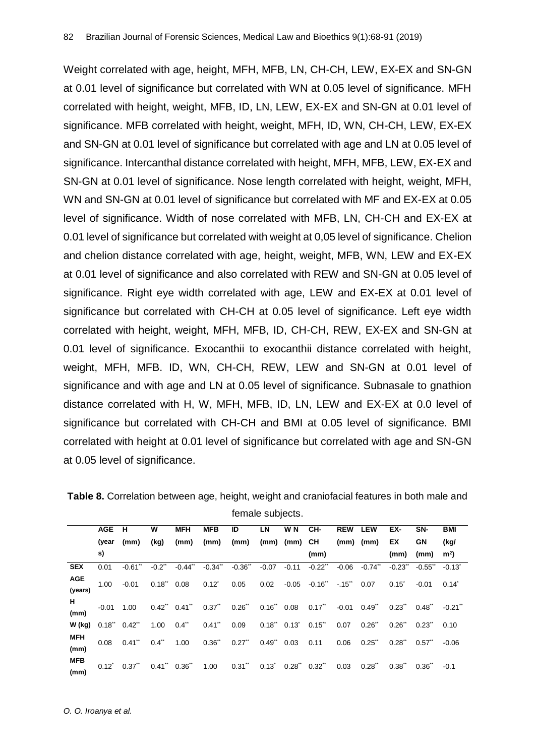Weight correlated with age, height, MFH, MFB, LN, CH-CH, LEW, EX-EX and SN-GN at 0.01 level of significance but correlated with WN at 0.05 level of significance. MFH correlated with height, weight, MFB, ID, LN, LEW, EX-EX and SN-GN at 0.01 level of significance. MFB correlated with height, weight, MFH, ID, WN, CH-CH, LEW, EX-EX and SN-GN at 0.01 level of significance but correlated with age and LN at 0.05 level of significance. Intercanthal distance correlated with height, MFH, MFB, LEW, EX-EX and SN-GN at 0.01 level of significance. Nose length correlated with height, weight, MFH, WN and SN-GN at 0.01 level of significance but correlated with MF and EX-EX at 0.05 level of significance. Width of nose correlated with MFB, LN, CH-CH and EX-EX at 0.01 level of significance but correlated with weight at 0,05 level of significance. Chelion and chelion distance correlated with age, height, weight, MFB, WN, LEW and EX-EX at 0.01 level of significance and also correlated with REW and SN-GN at 0.05 level of significance. Right eye width correlated with age, LEW and EX-EX at 0.01 level of significance but correlated with CH-CH at 0.05 level of significance. Left eye width correlated with height, weight, MFH, MFB, ID, CH-CH, REW, EX-EX and SN-GN at 0.01 level of significance. Exocanthii to exocanthii distance correlated with height, weight, MFH, MFB. ID, WN, CH-CH, REW, LEW and SN-GN at 0.01 level of significance and with age and LN at 0.05 level of significance. Subnasale to gnathion distance correlated with H, W, MFH, MFB, ID, LN, LEW and EX-EX at 0.0 level of significance but correlated with CH-CH and BMI at 0.05 level of significance. BMI correlated with height at 0.01 level of significance but correlated with age and SN-GN at 0.05 level of significance.

**Table 8.** Correlation between age, height, weight and craniofacial features in both male and female subjects.

| | AGE (years) | H (mm) | W (kg) | MFH (mm) | MFB (mm) | ID (mm) | LN (mm) | W N (mm) | CH-CH (mm) | REW (mm) | LEW (mm) | EX-EX (mm) | SN-GN (mm) | BMI (kg/m²) |
|---|---|---|---|---|---|---|---|---|---|---|---|---|---|---|
| **SEX** | 0.01 | -0.61** | -0.2** | -0.44** | -0.34** | -0.36** | -0.07 | -0.11 | -0.22** | -0.06 | -0.74** | -0.23** | -0.55** | -0.13* |
| **AGE (years)** | 1.00 | -0.01 | 0.18** | 0.08 | 0.12* | 0.05 | 0.02 | -0.05 | -0.16** | -.15** | 0.07 | 0.15* | -0.01 | 0.14* |
| **H (mm)** | -0.01 | 1.00 | 0.42** | 0.41** | 0.37** | 0.26** | 0.16** | 0.08 | 0.17** | -0.01 | 0.49** | 0.23** | 0.48** | -0.21** |
| **W (kg)** | 0.18** | 0.42** | 1.00 | 0.4** | 0.41** | 0.09 | 0.18** | 0.13* | 0.15** | 0.07 | 0.26** | 0.26** | 0.23** | 0.10 |
| **MFH (mm)** | 0.08 | 0.41** | 0.4** | 1.00 | 0.36** | 0.27** | 0.49** | 0.03 | 0.11 | 0.06 | 0.25** | 0.28** | 0.57** | -0.06 |
| **MFB (mm)** | 0.12* | 0.37** | 0.41** | 0.36** | 1.00 | 0.31** | 0.13* | 0.28** | 0.32** | 0.03 | 0.28** | 0.38** | 0.36** | -0.1 |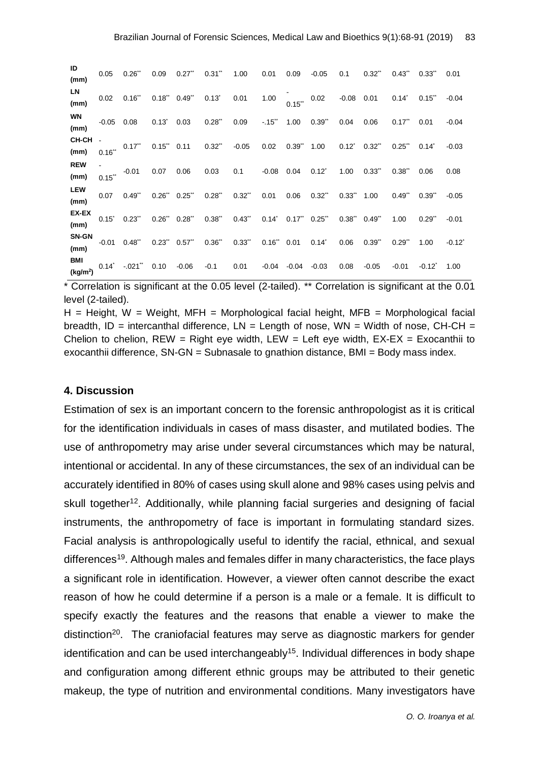| ID (mm) | 0.05 | 0.26** | 0.09 | 0.27** | 0.31** | 1.00 | 0.01 | 0.09 | -0.05 | 0.1 | 0.32** | 0.43** | 0.33** | 0.01 |
|---|---|---|---|---|---|---|---|---|---|---|---|---|---|---|
| LN (mm) | 0.02 | 0.16** | 0.18** | 0.49** | 0.13* | 0.01 | 1.00 | -0.15** | 0.02 | -0.08 | 0.01 | 0.14* | 0.15** | -0.04 |
| WN (mm) | -0.05 | 0.08 | 0.13* | 0.03 | 0.28** | 0.09 | -.15** | 1.00 | 0.39** | 0.04 | 0.06 | 0.17** | 0.01 | -0.04 |
| CH-CH (mm) | -0.16** | 0.17** | 0.15** | 0.11 | 0.32** | -0.05 | 0.02 | 0.39** | 1.00 | 0.12* | 0.32** | 0.25** | 0.14* | -0.03 |
| REW (mm) | -0.15** | -0.01 | 0.07 | 0.06 | 0.03 | 0.1 | -0.08 | 0.04 | 0.12* | 1.00 | 0.33** | 0.38** | 0.06 | 0.08 |
| LEW (mm) | 0.07 | 0.49** | 0.26** | 0.25** | 0.28** | 0.32** | 0.01 | 0.06 | 0.32** | 0.33** | 1.00 | 0.49** | 0.39** | -0.05 |
| EX-EX (mm) | 0.15* | 0.23** | 0.26** | 0.28** | 0.38** | 0.43** | 0.14* | 0.17** | 0.25** | 0.38** | 0.49** | 1.00 | 0.29** | -0.01 |
| SN-GN (mm) | -0.01 | 0.48** | 0.23** | 0.57** | 0.36** | 0.33** | 0.16** | 0.01 | 0.14* | 0.06 | 0.39** | 0.29** | 1.00 | -0.12* |
| BMI (kg/m$^2$) | 0.14* | -.021** | 0.10 | -0.06 | -0.1 | 0.01 | -0.04 | -0.04 | -0.03 | 0.08 | -0.05 | -0.01 | -0.12* | 1.00 |

* Correlation is significant at the 0.05 level (2-tailed). ** Correlation is significant at the 0.01 level (2-tailed).

H = Height, W = Weight, MFH = Morphological facial height, MFB = Morphological facial breadth, ID = intercanthal difference, LN = Length of nose, WN = Width of nose, CH-CH = Chelion to chelion, REW = Right eye width, LEW = Left eye width, EX-EX = Exocanthii to exocanthii difference, SN-GN = Subnasale to gnathion distance, BMI = Body mass index.

## 4. Discussion

Estimation of sex is an important concern to the forensic anthropologist as it is critical for the identification individuals in cases of mass disaster, and mutilated bodies. The use of anthropometry may arise under several circumstances which may be natural, intentional or accidental. In any of these circumstances, the sex of an individual can be accurately identified in 80% of cases using skull alone and 98% cases using pelvis and skull together[12]. Additionally, while planning facial surgeries and designing of facial instruments, the anthropometry of face is important in formulating standard sizes. Facial analysis is anthropologically useful to identify the racial, ethnical, and sexual differences[19]. Although males and females differ in many characteristics, the face plays a significant role in identification. However, a viewer often cannot describe the exact reason of how he could determine if a person is a male or a female. It is difficult to specify exactly the features and the reasons that enable a viewer to make the distinction[20]. The craniofacial features may serve as diagnostic markers for gender identification and can be used interchangeably[15]. Individual differences in body shape and configuration among different ethnic groups may be attributed to their genetic makeup, the type of nutrition and environmental conditions. Many investigators have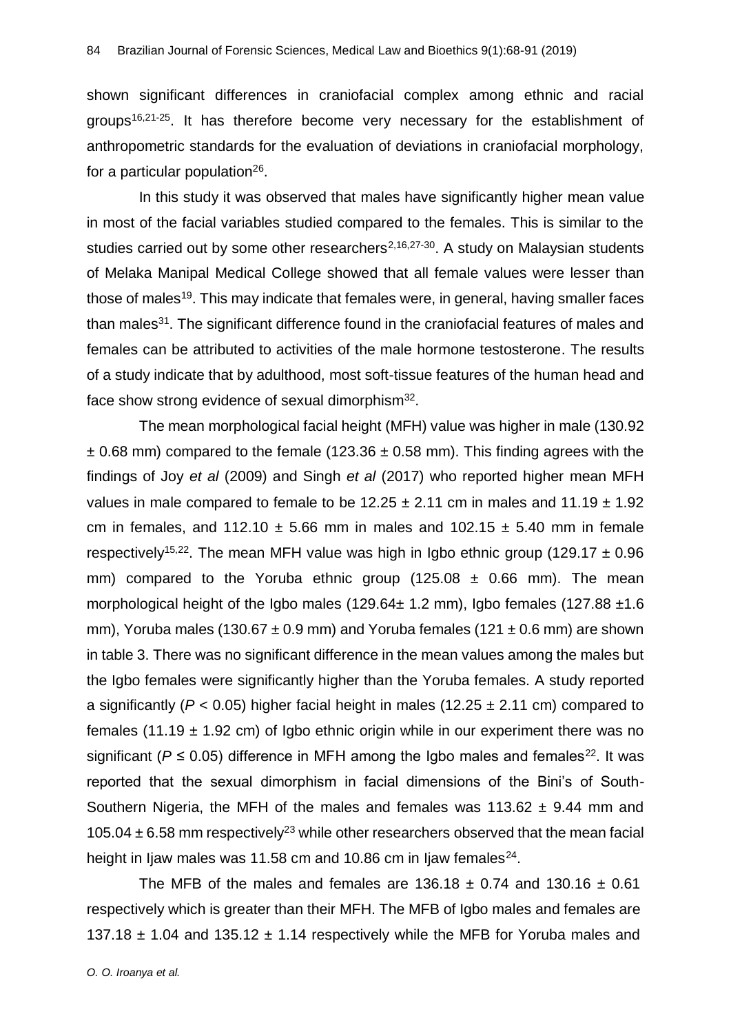shown significant differences in craniofacial complex among ethnic and racial groups[16,21-25]. It has therefore become very necessary for the establishment of anthropometric standards for the evaluation of deviations in craniofacial morphology, for a particular population[26].

In this study it was observed that males have significantly higher mean value in most of the facial variables studied compared to the females. This is similar to the studies carried out by some other researchers[2,16,27-30]. A study on Malaysian students of Melaka Manipal Medical College showed that all female values were lesser than those of males[19]. This may indicate that females were, in general, having smaller faces than males[31]. The significant difference found in the craniofacial features of males and females can be attributed to activities of the male hormone testosterone. The results of a study indicate that by adulthood, most soft-tissue features of the human head and face show strong evidence of sexual dimorphism[32].

The mean morphological facial height (MFH) value was higher in male (130.92 ± 0.68 mm) compared to the female (123.36 ± 0.58 mm). This finding agrees with the findings of Joy *et al* (2009) and Singh *et al* (2017) who reported higher mean MFH values in male compared to female to be 12.25 ± 2.11 cm in males and 11.19 ± 1.92 cm in females, and 112.10 ± 5.66 mm in males and 102.15 ± 5.40 mm in female respectively[15,22]. The mean MFH value was high in Igbo ethnic group (129.17 ± 0.96 mm) compared to the Yoruba ethnic group (125.08 ± 0.66 mm). The mean morphological height of the Igbo males (129.64± 1.2 mm), Igbo females (127.88 ±1.6 mm), Yoruba males (130.67 ± 0.9 mm) and Yoruba females (121 ± 0.6 mm) are shown in table 3. There was no significant difference in the mean values among the males but the Igbo females were significantly higher than the Yoruba females. A study reported a significantly ($P < 0.05$) higher facial height in males (12.25 ± 2.11 cm) compared to females (11.19 ± 1.92 cm) of Igbo ethnic origin while in our experiment there was no significant ($P \leq 0.05$) difference in MFH among the Igbo males and females[22]. It was reported that the sexual dimorphism in facial dimensions of the Bini's of South-Southern Nigeria, the MFH of the males and females was 113.62 ± 9.44 mm and 105.04 ± 6.58 mm respectively[23] while other researchers observed that the mean facial height in Ijaw males was 11.58 cm and 10.86 cm in Ijaw females[24].

The MFB of the males and females are 136.18 ± 0.74 and 130.16 ± 0.61 respectively which is greater than their MFH. The MFB of Igbo males and females are 137.18 ± 1.04 and 135.12 ± 1.14 respectively while the MFB for Yoruba males and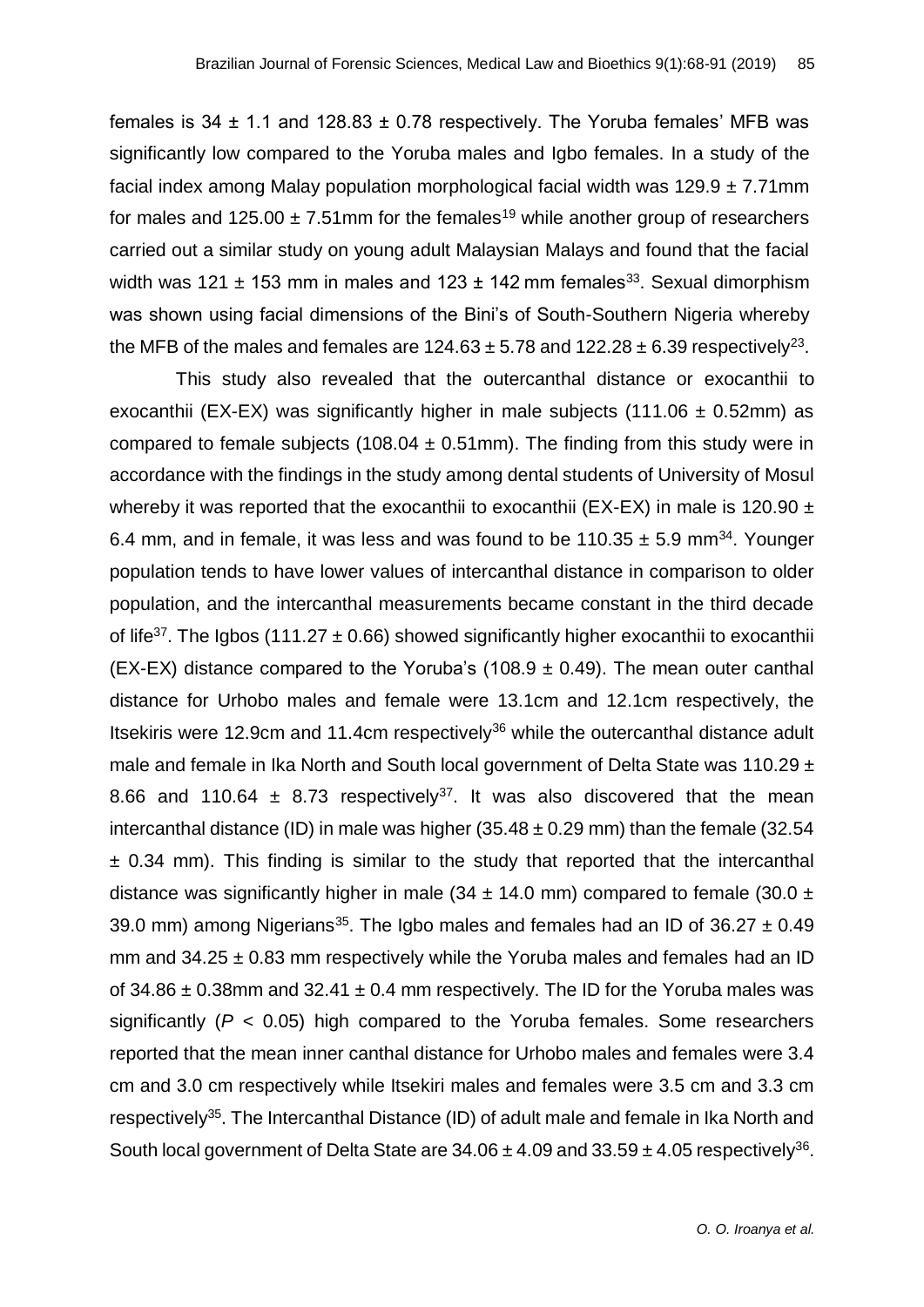females is 34 ± 1.1 and 128.83 ± 0.78 respectively. The Yoruba females' MFB was significantly low compared to the Yoruba males and Igbo females. In a study of the facial index among Malay population morphological facial width was 129.9 ± 7.71mm for males and 125.00 ± 7.51mm for the females[19] while another group of researchers carried out a similar study on young adult Malaysian Malays and found that the facial width was 121 ± 153 mm in males and 123 ± 142 mm females[33]. Sexual dimorphism was shown using facial dimensions of the Bini's of South-Southern Nigeria whereby the MFB of the males and females are 124.63 ± 5.78 and 122.28 ± 6.39 respectively[23].

This study also revealed that the outercanthal distance or exocanthii to exocanthii (EX-EX) was significantly higher in male subjects (111.06 ± 0.52mm) as compared to female subjects (108.04 ± 0.51mm). The finding from this study were in accordance with the findings in the study among dental students of University of Mosul whereby it was reported that the exocanthii to exocanthii (EX-EX) in male is 120.90 ± 6.4 mm, and in female, it was less and was found to be 110.35 ± 5.9 mm[34]. Younger population tends to have lower values of intercanthal distance in comparison to older population, and the intercanthal measurements became constant in the third decade of life[37]. The Igbos (111.27 ± 0.66) showed significantly higher exocanthii to exocanthii (EX-EX) distance compared to the Yoruba's (108.9 ± 0.49). The mean outer canthal distance for Urhobo males and female were 13.1cm and 12.1cm respectively, the Itsekiris were 12.9cm and 11.4cm respectively[36] while the outercanthal distance adult male and female in Ika North and South local government of Delta State was 110.29 ± 8.66 and 110.64 ± 8.73 respectively[37]. It was also discovered that the mean intercanthal distance (ID) in male was higher (35.48 ± 0.29 mm) than the female (32.54 ± 0.34 mm). This finding is similar to the study that reported that the intercanthal distance was significantly higher in male (34 ± 14.0 mm) compared to female (30.0 ± 39.0 mm) among Nigerians[35]. The Igbo males and females had an ID of 36.27 ± 0.49 mm and 34.25 ± 0.83 mm respectively while the Yoruba males and females had an ID of 34.86 ± 0.38mm and 32.41 ± 0.4 mm respectively. The ID for the Yoruba males was significantly ($P$ < 0.05) high compared to the Yoruba females. Some researchers reported that the mean inner canthal distance for Urhobo males and females were 3.4 cm and 3.0 cm respectively while Itsekiri males and females were 3.5 cm and 3.3 cm respectively[35]. The Intercanthal Distance (ID) of adult male and female in Ika North and South local government of Delta State are 34.06 ± 4.09 and 33.59 ± 4.05 respectively[36].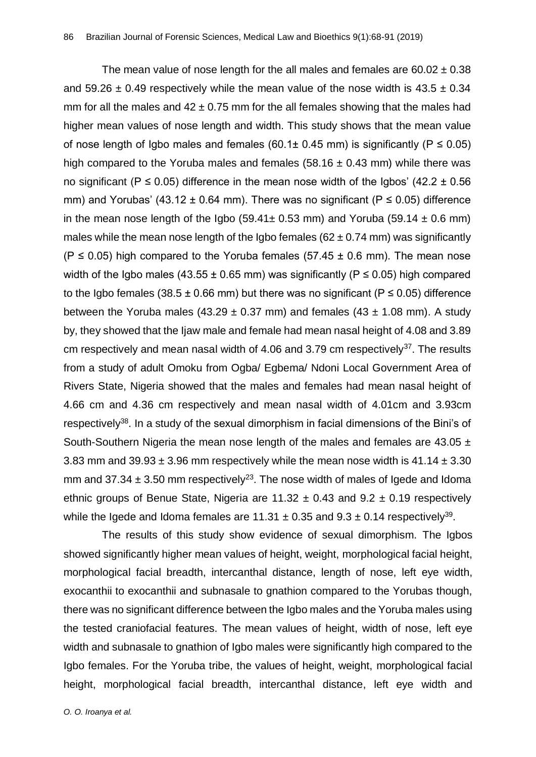The mean value of nose length for the all males and females are 60.02 ± 0.38 and 59.26 ± 0.49 respectively while the mean value of the nose width is 43.5 ± 0.34 mm for all the males and 42 ± 0.75 mm for the all females showing that the males had higher mean values of nose length and width. This study shows that the mean value of nose length of Igbo males and females (60.1± 0.45 mm) is significantly ($P \leq 0.05$) high compared to the Yoruba males and females (58.16 ± 0.43 mm) while there was no significant ($P \leq 0.05$) difference in the mean nose width of the Igbos' (42.2 ± 0.56 mm) and Yorubas' (43.12 ± 0.64 mm). There was no significant ($P \leq 0.05$) difference in the mean nose length of the Igbo (59.41± 0.53 mm) and Yoruba (59.14 ± 0.6 mm) males while the mean nose length of the Igbo females (62 ± 0.74 mm) was significantly ($P \leq 0.05$) high compared to the Yoruba females (57.45 ± 0.6 mm). The mean nose width of the Igbo males (43.55 ± 0.65 mm) was significantly ($P \leq 0.05$) high compared to the Igbo females (38.5 ± 0.66 mm) but there was no significant ($P \leq 0.05$) difference between the Yoruba males (43.29 ± 0.37 mm) and females (43 ± 1.08 mm). A study by, they showed that the Ijaw male and female had mean nasal height of 4.08 and 3.89 cm respectively and mean nasal width of 4.06 and 3.79 cm respectively[37]. The results from a study of adult Omoku from Ogba/ Egbema/ Ndoni Local Government Area of Rivers State, Nigeria showed that the males and females had mean nasal height of 4.66 cm and 4.36 cm respectively and mean nasal width of 4.01cm and 3.93cm respectively[38]. In a study of the sexual dimorphism in facial dimensions of the Bini's of South-Southern Nigeria the mean nose length of the males and females are 43.05 ± 3.83 mm and 39.93 ± 3.96 mm respectively while the mean nose width is 41.14 ± 3.30 mm and 37.34 ± 3.50 mm respectively[23]. The nose width of males of Igede and Idoma ethnic groups of Benue State, Nigeria are 11.32 ± 0.43 and 9.2 ± 0.19 respectively while the Igede and Idoma females are 11.31 ± 0.35 and 9.3 ± 0.14 respectively[39].

The results of this study show evidence of sexual dimorphism. The Igbos showed significantly higher mean values of height, weight, morphological facial height, morphological facial breadth, intercanthal distance, length of nose, left eye width, exocanthii to exocanthii and subnasale to gnathion compared to the Yorubas though, there was no significant difference between the Igbo males and the Yoruba males using the tested craniofacial features. The mean values of height, width of nose, left eye width and subnasale to gnathion of Igbo males were significantly high compared to the Igbo females. For the Yoruba tribe, the values of height, weight, morphological facial height, morphological facial breadth, intercanthal distance, left eye width and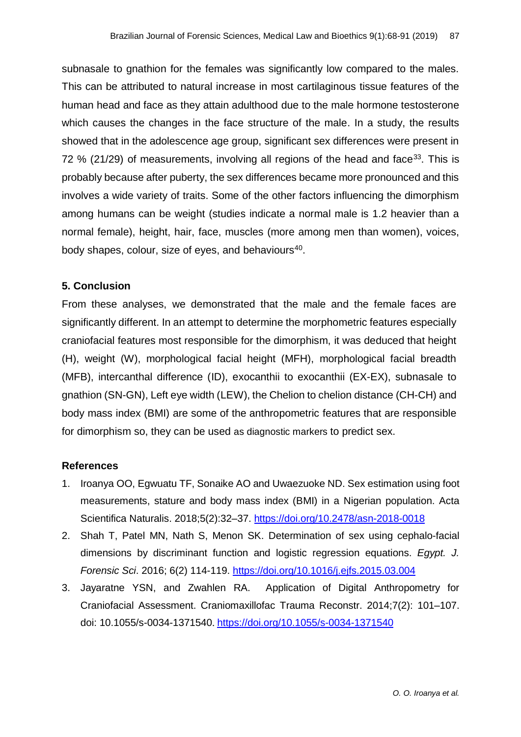subnasale to gnathion for the females was significantly low compared to the males. This can be attributed to natural increase in most cartilaginous tissue features of the human head and face as they attain adulthood due to the male hormone testosterone which causes the changes in the face structure of the male. In a study, the results showed that in the adolescence age group, significant sex differences were present in 72 % (21/29) of measurements, involving all regions of the head and face[33]. This is probably because after puberty, the sex differences became more pronounced and this involves a wide variety of traits. Some of the other factors influencing the dimorphism among humans can be weight (studies indicate a normal male is 1.2 heavier than a normal female), height, hair, face, muscles (more among men than women), voices, body shapes, colour, size of eyes, and behaviours[40].

## 5. Conclusion

From these analyses, we demonstrated that the male and the female faces are significantly different. In an attempt to determine the morphometric features especially craniofacial features most responsible for the dimorphism, it was deduced that height (H), weight (W), morphological facial height (MFH), morphological facial breadth (MFB), intercanthal difference (ID), exocanthii to exocanthii (EX-EX), subnasale to gnathion (SN-GN), Left eye width (LEW), the Chelion to chelion distance (CH-CH) and body mass index (BMI) are some of the anthropometric features that are responsible for dimorphism so, they can be used as diagnostic markers to predict sex.

## References

1. Iroanya OO, Egwuatu TF, Sonaike AO and Uwaezuoke ND. Sex estimation using foot measurements, stature and body mass index (BMI) in a Nigerian population. Acta Scientifica Naturalis. 2018;5(2):32–37. https://doi.org/10.2478/asn-2018-0018
2. Shah T, Patel MN, Nath S, Menon SK. Determination of sex using cephalo-facial dimensions by discriminant function and logistic regression equations. *Egypt. J. Forensic Sci*. 2016; 6(2) 114-119. https://doi.org/10.1016/j.ejfs.2015.03.004
3. Jayaratne YSN, and Zwahlen RA. Application of Digital Anthropometry for Craniofacial Assessment. Craniomaxillofac Trauma Reconstr. 2014;7(2): 101–107. doi: 10.1055/s-0034-1371540. https://doi.org/10.1055/s-0034-1371540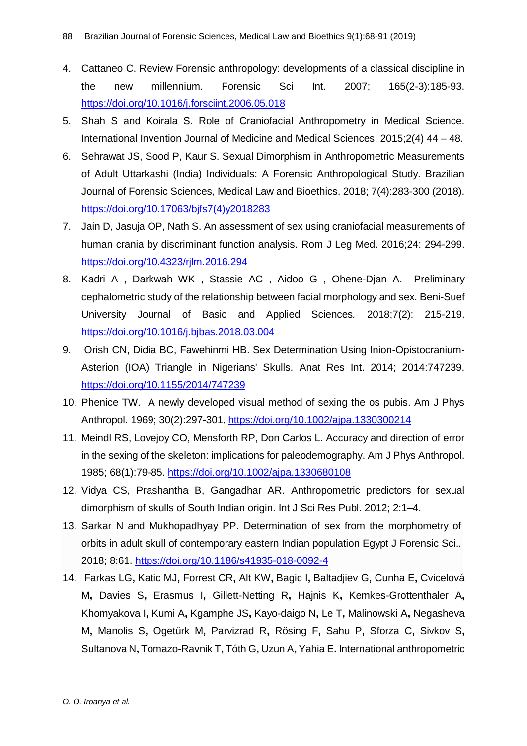4. Cattaneo C. Review Forensic anthropology: developments of a classical discipline in the new millennium. Forensic Sci Int. 2007; 165(2-3):185-93. https://doi.org/10.1016/j.forsciint.2006.05.018
5. Shah S and Koirala S. Role of Craniofacial Anthropometry in Medical Science. International Invention Journal of Medicine and Medical Sciences. 2015;2(4) 44 – 48.
6. Sehrawat JS, Sood P, Kaur S. Sexual Dimorphism in Anthropometric Measurements of Adult Uttarkashi (India) Individuals: A Forensic Anthropological Study. Brazilian Journal of Forensic Sciences, Medical Law and Bioethics. 2018; 7(4):283-300 (2018). https://doi.org/10.17063/bjfs7(4)y2018283
7. Jain D, Jasuja OP, Nath S. An assessment of sex using craniofacial measurements of human crania by discriminant function analysis. Rom J Leg Med. 2016;24: 294-299. https://doi.org/10.4323/rjlm.2016.294
8. Kadri A , Darkwah WK , Stassie AC , Aidoo G , Ohene-Djan A. Preliminary cephalometric study of the relationship between facial morphology and sex. Beni-Suef University Journal of Basic and Applied Sciences. 2018;7(2): 215-219. https://doi.org/10.1016/j.bjbas.2018.03.004
9. Orish CN, Didia BC, Fawehinmi HB. Sex Determination Using Inion-Opistocranium-Asterion (IOA) Triangle in Nigerians' Skulls. Anat Res Int. 2014; 2014:747239. https://doi.org/10.1155/2014/747239
10. Phenice TW. A newly developed visual method of sexing the os pubis. Am J Phys Anthropol. 1969; 30(2):297-301. https://doi.org/10.1002/ajpa.1330300214
11. Meindl RS, Lovejoy CO, Mensforth RP, Don Carlos L. Accuracy and direction of error in the sexing of the skeleton: implications for paleodemography. Am J Phys Anthropol. 1985; 68(1):79-85. https://doi.org/10.1002/ajpa.1330680108
12. Vidya CS, Prashantha B, Gangadhar AR. Anthropometric predictors for sexual dimorphism of skulls of South Indian origin. Int J Sci Res Publ. 2012; 2:1–4.
13. Sarkar N and Mukhopadhyay PP. Determination of sex from the morphometry of orbits in adult skull of contemporary eastern Indian population Egypt J Forensic Sci.. 2018; 8:61. https://doi.org/10.1186/s41935-018-0092-4
14. Farkas LG, Katic MJ, Forrest CR, Alt KW, Bagic I, Baltadjiev G, Cunha E, Cvicelová M, Davies S, Erasmus I, Gillett-Netting R, Hajnis K, Kemkes-Grottenthaler A, Khomyakova I, Kumi A, Kgamphe JS, Kayo-daigo N, Le T, Malinowski A, Negasheva M, Manolis S, Ogetürk M, Parvizrad R, Rösing F, Sahu P, Sforza C, Sivkov S, Sultanova N, Tomazo-Ravnik T, Tóth G, Uzun A, Yahia E. International anthropometric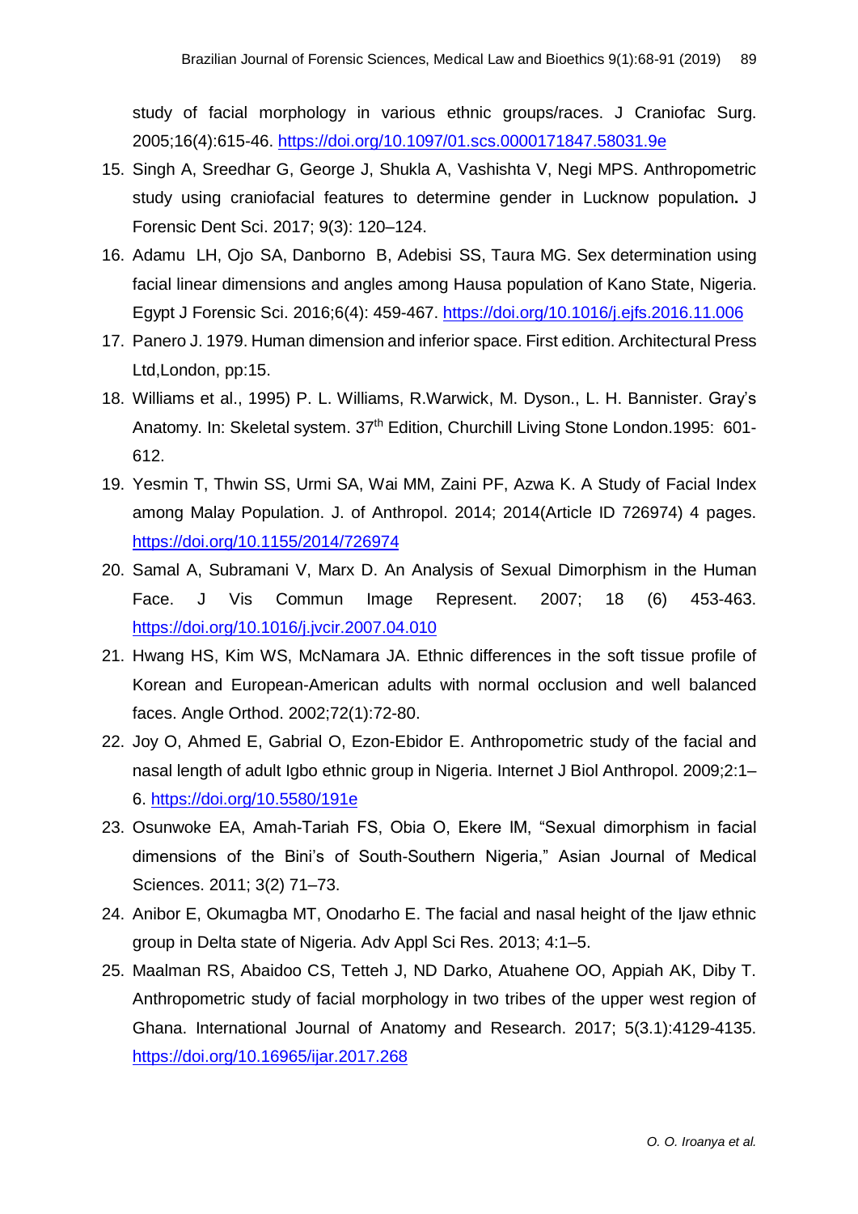study of facial morphology in various ethnic groups/races. J Craniofac Surg. 2005;16(4):615-46. https://doi.org/10.1097/01.scs.0000171847.58031.9e

15. Singh A, Sreedhar G, George J, Shukla A, Vashishta V, Negi MPS. Anthropometric study using craniofacial features to determine gender in Lucknow population**.** J Forensic Dent Sci. 2017; 9(3): 120–124.
16. Adamu LH, Ojo SA, Danborno B, Adebisi SS, Taura MG. Sex determination using facial linear dimensions and angles among Hausa population of Kano State, Nigeria. Egypt J Forensic Sci. 2016;6(4): 459-467. https://doi.org/10.1016/j.ejfs.2016.11.006
17. Panero J. 1979. Human dimension and inferior space. First edition. Architectural Press Ltd,London, pp:15.
18. Williams et al., 1995) P. L. Williams, R.Warwick, M. Dyson., L. H. Bannister. Gray's Anatomy. In: Skeletal system. 37th Edition, Churchill Living Stone London.1995: 601-612.
19. Yesmin T, Thwin SS, Urmi SA, Wai MM, Zaini PF, Azwa K. A Study of Facial Index among Malay Population. J. of Anthropol. 2014; 2014(Article ID 726974) 4 pages. https://doi.org/10.1155/2014/726974
20. Samal A, Subramani V, Marx D. An Analysis of Sexual Dimorphism in the Human Face. J Vis Commun Image Represent. 2007; 18 (6) 453-463. https://doi.org/10.1016/j.jvcir.2007.04.010
21. Hwang HS, Kim WS, McNamara JA. Ethnic differences in the soft tissue profile of Korean and European-American adults with normal occlusion and well balanced faces. Angle Orthod. 2002;72(1):72-80.
22. Joy O, Ahmed E, Gabrial O, Ezon-Ebidor E. Anthropometric study of the facial and nasal length of adult Igbo ethnic group in Nigeria. Internet J Biol Anthropol. 2009;2:1–6. https://doi.org/10.5580/191e
23. Osunwoke EA, Amah-Tariah FS, Obia O, Ekere IM, "Sexual dimorphism in facial dimensions of the Bini's of South-Southern Nigeria," Asian Journal of Medical Sciences. 2011; 3(2) 71–73.
24. Anibor E, Okumagba MT, Onodarho E. The facial and nasal height of the Ijaw ethnic group in Delta state of Nigeria. Adv Appl Sci Res. 2013; 4:1–5.
25. Maalman RS, Abaidoo CS, Tetteh J, ND Darko, Atuahene OO, Appiah AK, Diby T. Anthropometric study of facial morphology in two tribes of the upper west region of Ghana. International Journal of Anatomy and Research. 2017; 5(3.1):4129-4135. https://doi.org/10.16965/ijar.2017.268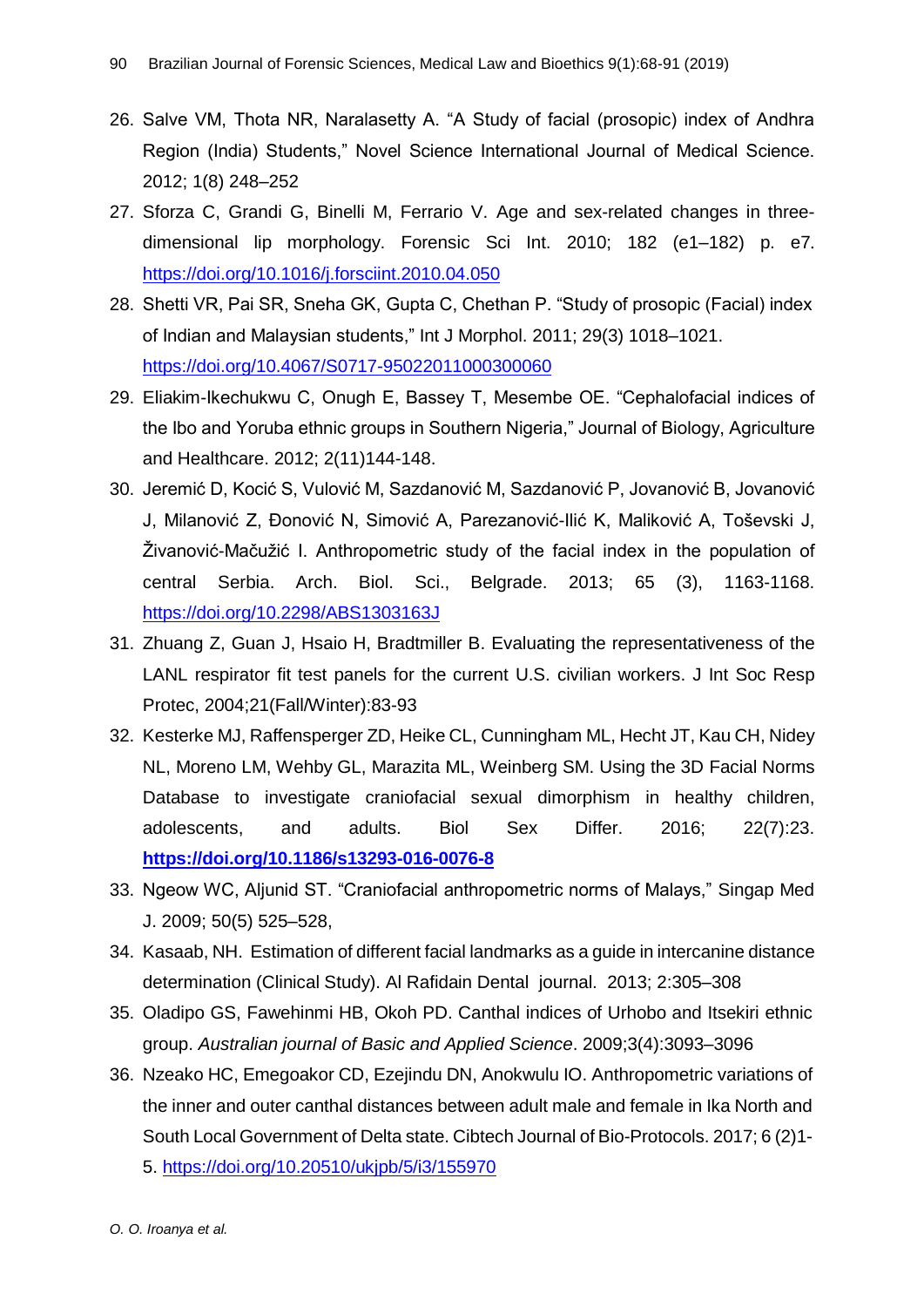26. Salve VM, Thota NR, Naralasetty A. “A Study of facial (prosopic) index of Andhra Region (India) Students,” Novel Science International Journal of Medical Science. 2012; 1(8) 248–252
27. Sforza C, Grandi G, Binelli M, Ferrario V. Age and sex-related changes in three-dimensional lip morphology. Forensic Sci Int. 2010; 182 (e1–182) p. e7. https://doi.org/10.1016/j.forsciint.2010.04.050
28. Shetti VR, Pai SR, Sneha GK, Gupta C, Chethan P. “Study of prosopic (Facial) index of Indian and Malaysian students,” Int J Morphol. 2011; 29(3) 1018–1021. https://doi.org/10.4067/S0717-95022011000300060
29. Eliakim-Ikechukwu C, Onugh E, Bassey T, Mesembe OE. “Cephalofacial indices of the Ibo and Yoruba ethnic groups in Southern Nigeria,” Journal of Biology, Agriculture and Healthcare. 2012; 2(11)144-148.
30. Jeremić D, Kocić S, Vulović M, Sazdanović M, Sazdanović P, Jovanović B, Jovanović J, Milanović Z, Đonović N, Simović A, Parezanović-Ilić K, Maliković A, Toševski J, Živanović-Mačužić I. Anthropometric study of the facial index in the population of central Serbia. Arch. Biol. Sci., Belgrade. 2013; 65 (3), 1163-1168. https://doi.org/10.2298/ABS1303163J
31. Zhuang Z, Guan J, Hsaio H, Bradtmiller B. Evaluating the representativeness of the LANL respirator fit test panels for the current U.S. civilian workers. J Int Soc Resp Protec, 2004;21(Fall/Winter):83-93
32. Kesterke MJ, Raffensperger ZD, Heike CL, Cunningham ML, Hecht JT, Kau CH, Nidey NL, Moreno LM, Wehby GL, Marazita ML, Weinberg SM. Using the 3D Facial Norms Database to investigate craniofacial sexual dimorphism in healthy children, adolescents, and adults. Biol Sex Differ. 2016; 22(7):23. **https://doi.org/10.1186/s13293-016-0076-8**
33. Ngeow WC, Aljunid ST. “Craniofacial anthropometric norms of Malays,” Singap Med J. 2009; 50(5) 525–528,
34. Kasaab, NH. Estimation of different facial landmarks as a guide in intercanine distance determination (Clinical Study). Al Rafidain Dental journal. 2013; 2:305–308
35. Oladipo GS, Fawehinmi HB, Okoh PD. Canthal indices of Urhobo and Itsekiri ethnic group. *Australian journal of Basic and Applied Science*. 2009;3(4):3093–3096
36. Nzeako HC, Emegoakor CD, Ezejindu DN, Anokwulu IO. Anthropometric variations of the inner and outer canthal distances between adult male and female in Ika North and South Local Government of Delta state. Cibtech Journal of Bio-Protocols. 2017; 6 (2)1-5. https://doi.org/10.20510/ukjpb/5/i3/155970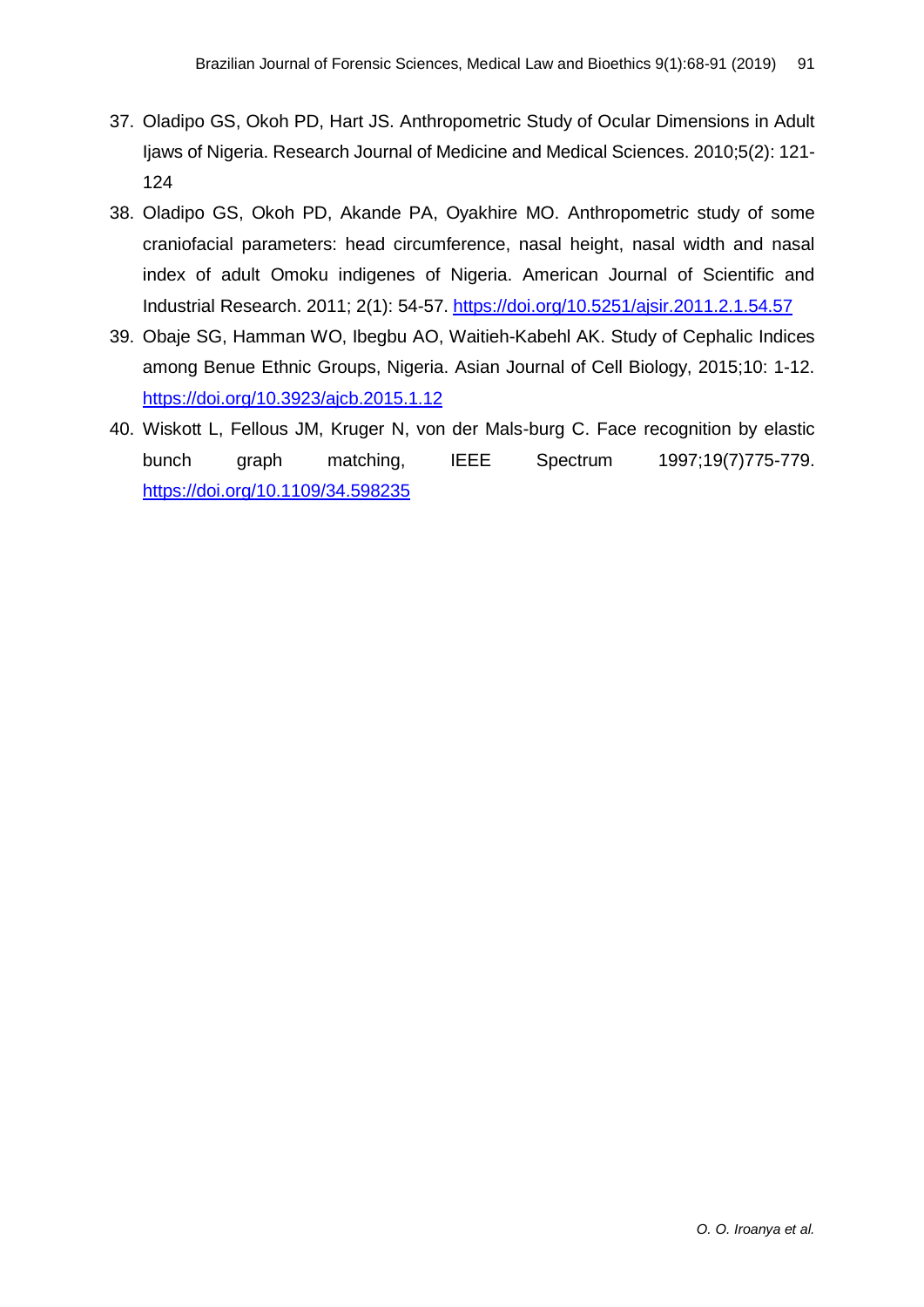37. Oladipo GS, Okoh PD, Hart JS. Anthropometric Study of Ocular Dimensions in Adult Ijaws of Nigeria. Research Journal of Medicine and Medical Sciences. 2010;5(2): 121-124
38. Oladipo GS, Okoh PD, Akande PA, Oyakhire MO. Anthropometric study of some craniofacial parameters: head circumference, nasal height, nasal width and nasal index of adult Omoku indigenes of Nigeria. American Journal of Scientific and Industrial Research. 2011; 2(1): 54-57. https://doi.org/10.5251/ajsir.2011.2.1.54.57
39. Obaje SG, Hamman WO, Ibegbu AO, Waitieh-Kabehl AK. Study of Cephalic Indices among Benue Ethnic Groups, Nigeria. Asian Journal of Cell Biology, 2015;10: 1-12. https://doi.org/10.3923/ajcb.2015.1.12
40. Wiskott L, Fellous JM, Kruger N, von der Mals-burg C. Face recognition by elastic bunch graph matching, IEEE Spectrum 1997;19(7)775-779. https://doi.org/10.1109/34.598235